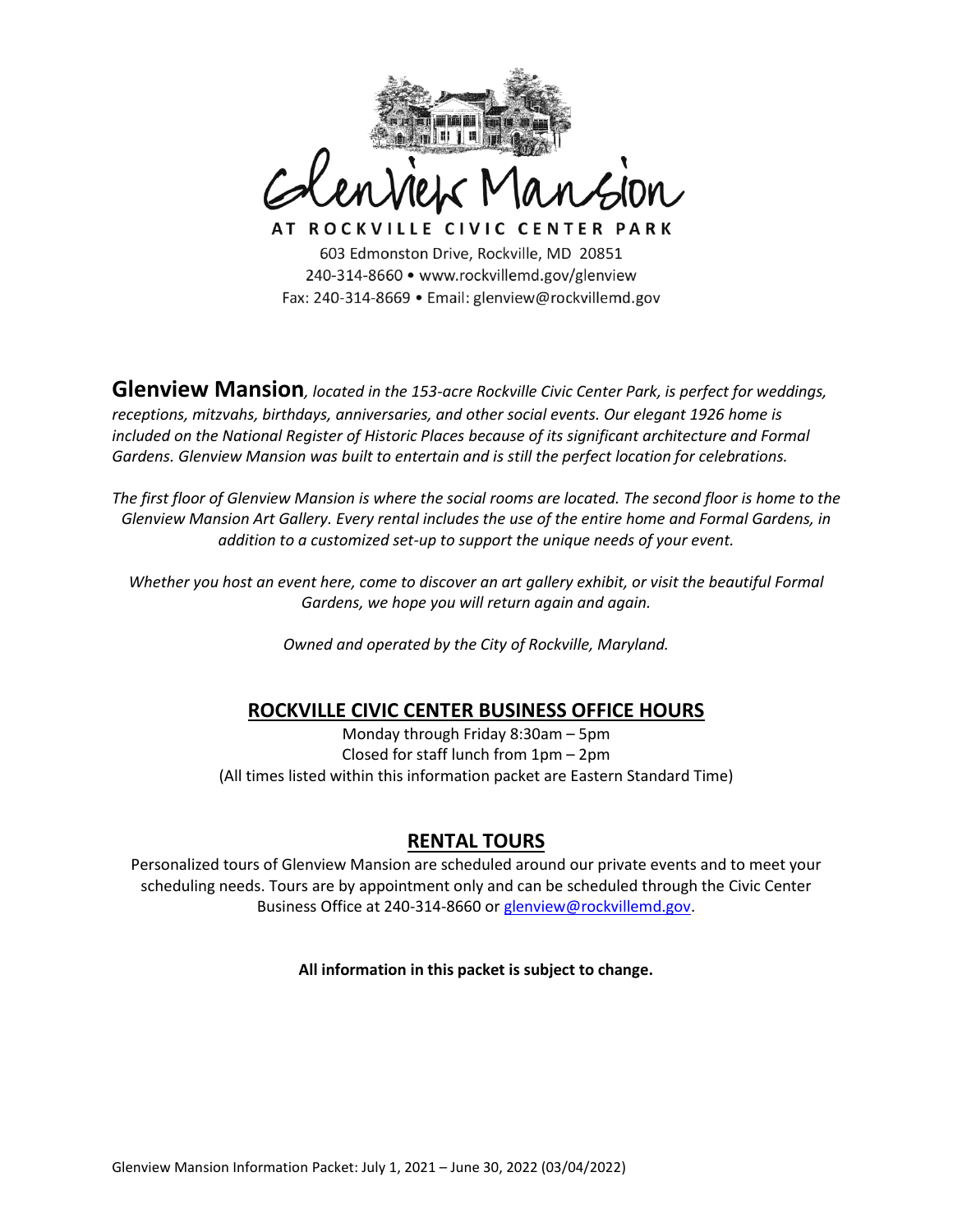# Glenview Mansion

AT ROCKVILLE CIVIC CENTER PARK

603 Edmonston Drive, Rockville, MD 20851
240-314-8660 • www.rockvillemd.gov/glenview
Fax: 240-314-8669 • Email: glenview@rockvillemd.gov

**Glenview Mansion***, located in the 153-acre Rockville Civic Center Park, is perfect for weddings, receptions, mitzvahs, birthdays, anniversaries, and other social events. Our elegant 1926 home is included on the National Register of Historic Places because of its significant architecture and Formal Gardens. Glenview Mansion was built to entertain and is still the perfect location for celebrations.*

*The first floor of Glenview Mansion is where the social rooms are located. The second floor is home to the Glenview Mansion Art Gallery. Every rental includes the use of the entire home and Formal Gardens, in addition to a customized set-up to support the unique needs of your event.*

*Whether you host an event here, come to discover an art gallery exhibit, or visit the beautiful Formal Gardens, we hope you will return again and again.*

*Owned and operated by the City of Rockville, Maryland.*

## ROCKVILLE CIVIC CENTER BUSINESS OFFICE HOURS

Monday through Friday 8:30am – 5pm
Closed for staff lunch from 1pm – 2pm
(All times listed within this information packet are Eastern Standard Time)

## RENTAL TOURS

Personalized tours of Glenview Mansion are scheduled around our private events and to meet your scheduling needs. Tours are by appointment only and can be scheduled through the Civic Center Business Office at 240-314-8660 or glenview@rockvillemd.gov.

**All information in this packet is subject to change.**

Glenview Mansion Information Packet: July 1, 2021 – June 30, 2022 (03/04/2022)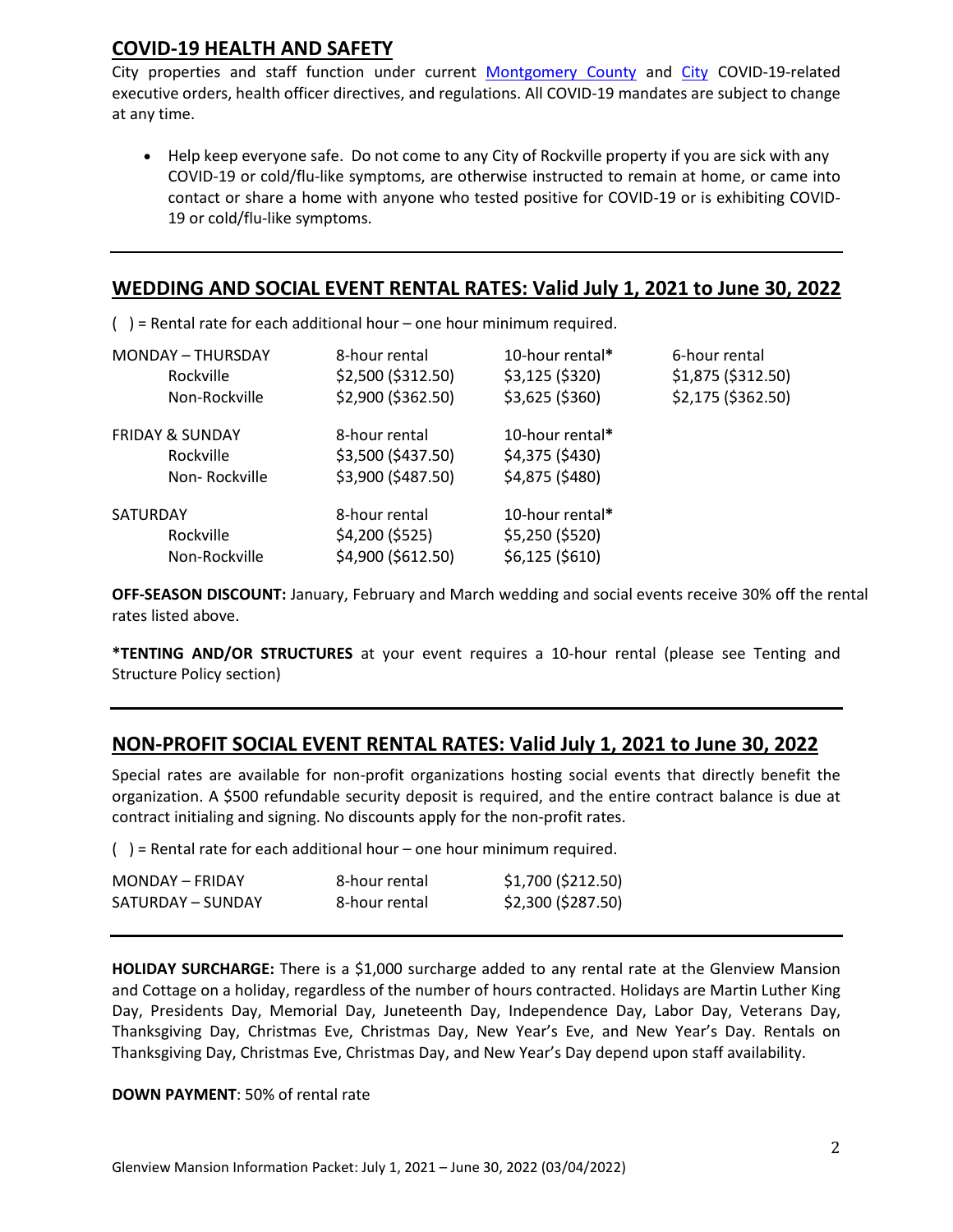## COVID-19 HEALTH AND SAFETY

City properties and staff function under current [Montgomery County](#) and [City](#) COVID-19-related executive orders, health officer directives, and regulations. All COVID-19 mandates are subject to change at any time.

- Help keep everyone safe. Do not come to any City of Rockville property if you are sick with any COVID-19 or cold/flu-like symptoms, are otherwise instructed to remain at home, or came into contact or share a home with anyone who tested positive for COVID-19 or is exhibiting COVID-19 or cold/flu-like symptoms.

---

## WEDDING AND SOCIAL EVENT RENTAL RATES: Valid July 1, 2021 to June 30, 2022

(  ) = Rental rate for each additional hour – one hour minimum required.

| | 8-hour rental | 10-hour rental* | 6-hour rental |
|---|---|---|---|
| **MONDAY – THURSDAY** | | | |
| Rockville | $2,500 ($312.50) | $3,125 ($320) | $1,875 ($312.50) |
| Non-Rockville | $2,900 ($362.50) | $3,625 ($360) | $2,175 ($362.50) |
| **FRIDAY & SUNDAY** | 8-hour rental | 10-hour rental* | |
| Rockville | $3,500 ($437.50) | $4,375 ($430) | |
| Non- Rockville | $3,900 ($487.50) | $4,875 ($480) | |
| **SATURDAY** | 8-hour rental | 10-hour rental* | |
| Rockville | $4,200 ($525) | $5,250 ($520) | |
| Non-Rockville | $4,900 ($612.50) | $6,125 ($610) | |

**OFF-SEASON DISCOUNT:** January, February and March wedding and social events receive 30% off the rental rates listed above.

***TENTING AND/OR STRUCTURES** at your event requires a 10-hour rental (please see Tenting and Structure Policy section)

---

## NON-PROFIT SOCIAL EVENT RENTAL RATES: Valid July 1, 2021 to June 30, 2022

Special rates are available for non-profit organizations hosting social events that directly benefit the organization. A $500 refundable security deposit is required, and the entire contract balance is due at contract initialing and signing. No discounts apply for the non-profit rates.

(  ) = Rental rate for each additional hour – one hour minimum required.

| | | |
|---|---|---|
| MONDAY – FRIDAY | 8-hour rental | $1,700 ($212.50) |
| SATURDAY – SUNDAY | 8-hour rental | $2,300 ($287.50) |

---

**HOLIDAY SURCHARGE:** There is a $1,000 surcharge added to any rental rate at the Glenview Mansion and Cottage on a holiday, regardless of the number of hours contracted. Holidays are Martin Luther King Day, Presidents Day, Memorial Day, Juneteenth Day, Independence Day, Labor Day, Veterans Day, Thanksgiving Day, Christmas Eve, Christmas Day, New Year's Eve, and New Year's Day. Rentals on Thanksgiving Day, Christmas Eve, Christmas Day, and New Year's Day depend upon staff availability.

**DOWN PAYMENT**: 50% of rental rate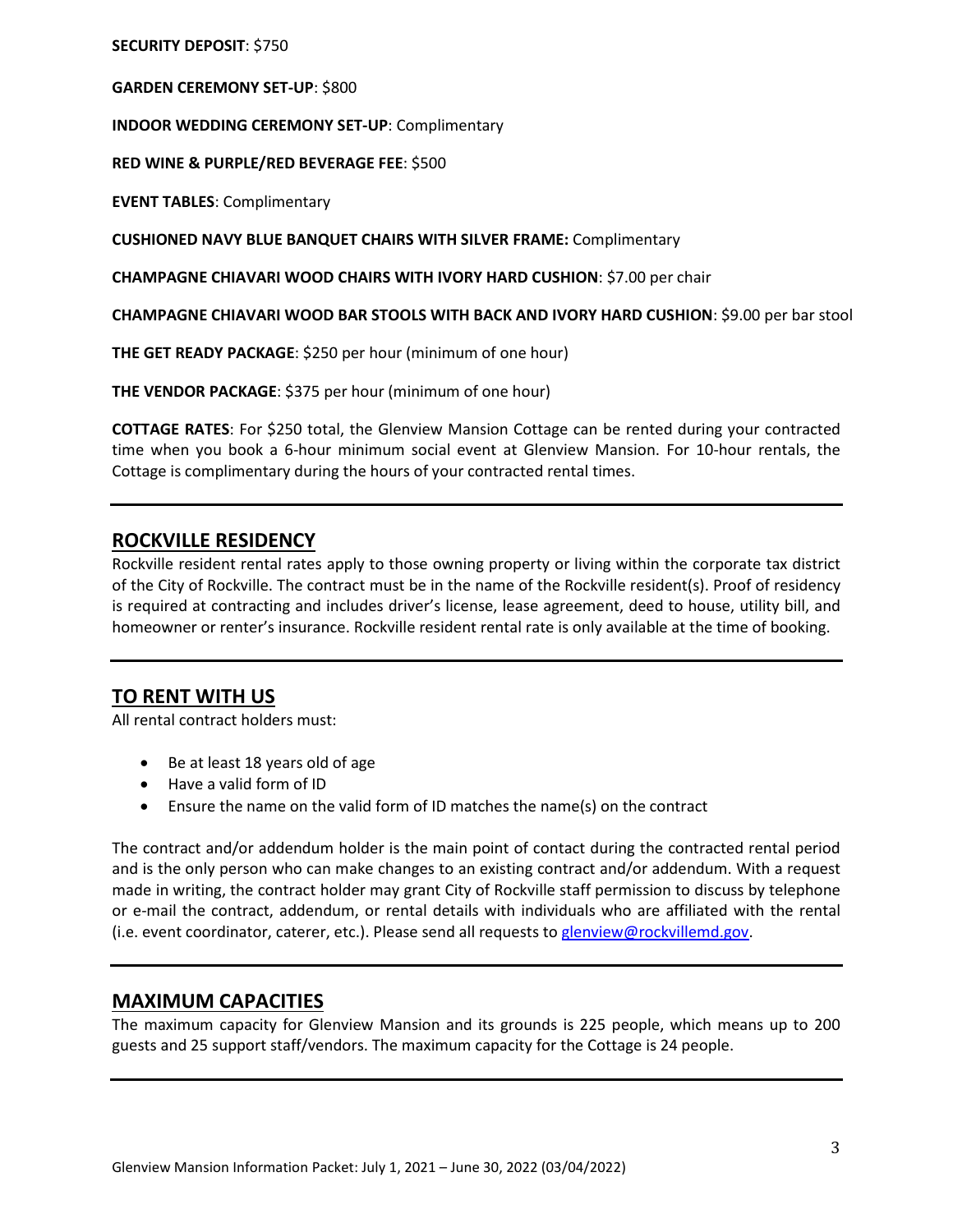**SECURITY DEPOSIT**: $750

**GARDEN CEREMONY SET-UP**: $800

**INDOOR WEDDING CEREMONY SET-UP**: Complimentary

**RED WINE & PURPLE/RED BEVERAGE FEE**: $500

**EVENT TABLES**: Complimentary

**CUSHIONED NAVY BLUE BANQUET CHAIRS WITH SILVER FRAME:** Complimentary

**CHAMPAGNE CHIAVARI WOOD CHAIRS WITH IVORY HARD CUSHION**: $7.00 per chair

**CHAMPAGNE CHIAVARI WOOD BAR STOOLS WITH BACK AND IVORY HARD CUSHION**: $9.00 per bar stool

**THE GET READY PACKAGE**: $250 per hour (minimum of one hour)

**THE VENDOR PACKAGE**: $375 per hour (minimum of one hour)

**COTTAGE RATES**: For $250 total, the Glenview Mansion Cottage can be rented during your contracted time when you book a 6-hour minimum social event at Glenview Mansion. For 10-hour rentals, the Cottage is complimentary during the hours of your contracted rental times.

---

## ROCKVILLE RESIDENCY

Rockville resident rental rates apply to those owning property or living within the corporate tax district of the City of Rockville. The contract must be in the name of the Rockville resident(s). Proof of residency is required at contracting and includes driver's license, lease agreement, deed to house, utility bill, and homeowner or renter's insurance. Rockville resident rental rate is only available at the time of booking.

---

## TO RENT WITH US

All rental contract holders must:

- Be at least 18 years old of age
- Have a valid form of ID
- Ensure the name on the valid form of ID matches the name(s) on the contract

The contract and/or addendum holder is the main point of contact during the contracted rental period and is the only person who can make changes to an existing contract and/or addendum. With a request made in writing, the contract holder may grant City of Rockville staff permission to discuss by telephone or e-mail the contract, addendum, or rental details with individuals who are affiliated with the rental (i.e. event coordinator, caterer, etc.). Please send all requests to glenview@rockvillemd.gov.

---

## MAXIMUM CAPACITIES

The maximum capacity for Glenview Mansion and its grounds is 225 people, which means up to 200 guests and 25 support staff/vendors. The maximum capacity for the Cottage is 24 people.

---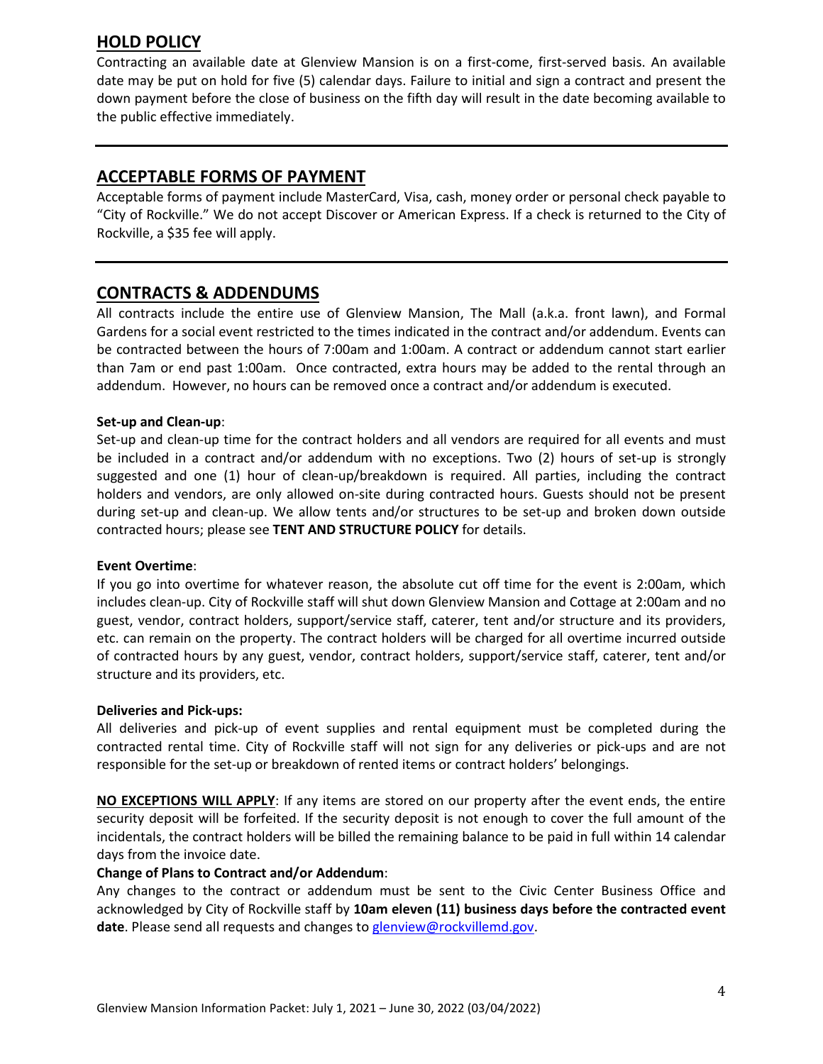## HOLD POLICY

Contracting an available date at Glenview Mansion is on a first-come, first-served basis. An available date may be put on hold for five (5) calendar days. Failure to initial and sign a contract and present the down payment before the close of business on the fifth day will result in the date becoming available to the public effective immediately.

---

## ACCEPTABLE FORMS OF PAYMENT

Acceptable forms of payment include MasterCard, Visa, cash, money order or personal check payable to "City of Rockville." We do not accept Discover or American Express. If a check is returned to the City of Rockville, a $35 fee will apply.

---

## CONTRACTS & ADDENDUMS

All contracts include the entire use of Glenview Mansion, The Mall (a.k.a. front lawn), and Formal Gardens for a social event restricted to the times indicated in the contract and/or addendum. Events can be contracted between the hours of 7:00am and 1:00am. A contract or addendum cannot start earlier than 7am or end past 1:00am. Once contracted, extra hours may be added to the rental through an addendum. However, no hours can be removed once a contract and/or addendum is executed.

**Set-up and Clean-up**:

Set-up and clean-up time for the contract holders and all vendors are required for all events and must be included in a contract and/or addendum with no exceptions. Two (2) hours of set-up is strongly suggested and one (1) hour of clean-up/breakdown is required. All parties, including the contract holders and vendors, are only allowed on-site during contracted hours. Guests should not be present during set-up and clean-up. We allow tents and/or structures to be set-up and broken down outside contracted hours; please see **TENT AND STRUCTURE POLICY** for details.

**Event Overtime**:

If you go into overtime for whatever reason, the absolute cut off time for the event is 2:00am, which includes clean-up. City of Rockville staff will shut down Glenview Mansion and Cottage at 2:00am and no guest, vendor, contract holders, support/service staff, caterer, tent and/or structure and its providers, etc. can remain on the property. The contract holders will be charged for all overtime incurred outside of contracted hours by any guest, vendor, contract holders, support/service staff, caterer, tent and/or structure and its providers, etc.

**Deliveries and Pick-ups:**

All deliveries and pick-up of event supplies and rental equipment must be completed during the contracted rental time. City of Rockville staff will not sign for any deliveries or pick-ups and are not responsible for the set-up or breakdown of rented items or contract holders' belongings.

**NO EXCEPTIONS WILL APPLY**: If any items are stored on our property after the event ends, the entire security deposit will be forfeited. If the security deposit is not enough to cover the full amount of the incidentals, the contract holders will be billed the remaining balance to be paid in full within 14 calendar days from the invoice date.

**Change of Plans to Contract and/or Addendum**:

Any changes to the contract or addendum must be sent to the Civic Center Business Office and acknowledged by City of Rockville staff by **10am eleven (11) business days before the contracted event date**. Please send all requests and changes to glenview@rockvillemd.gov.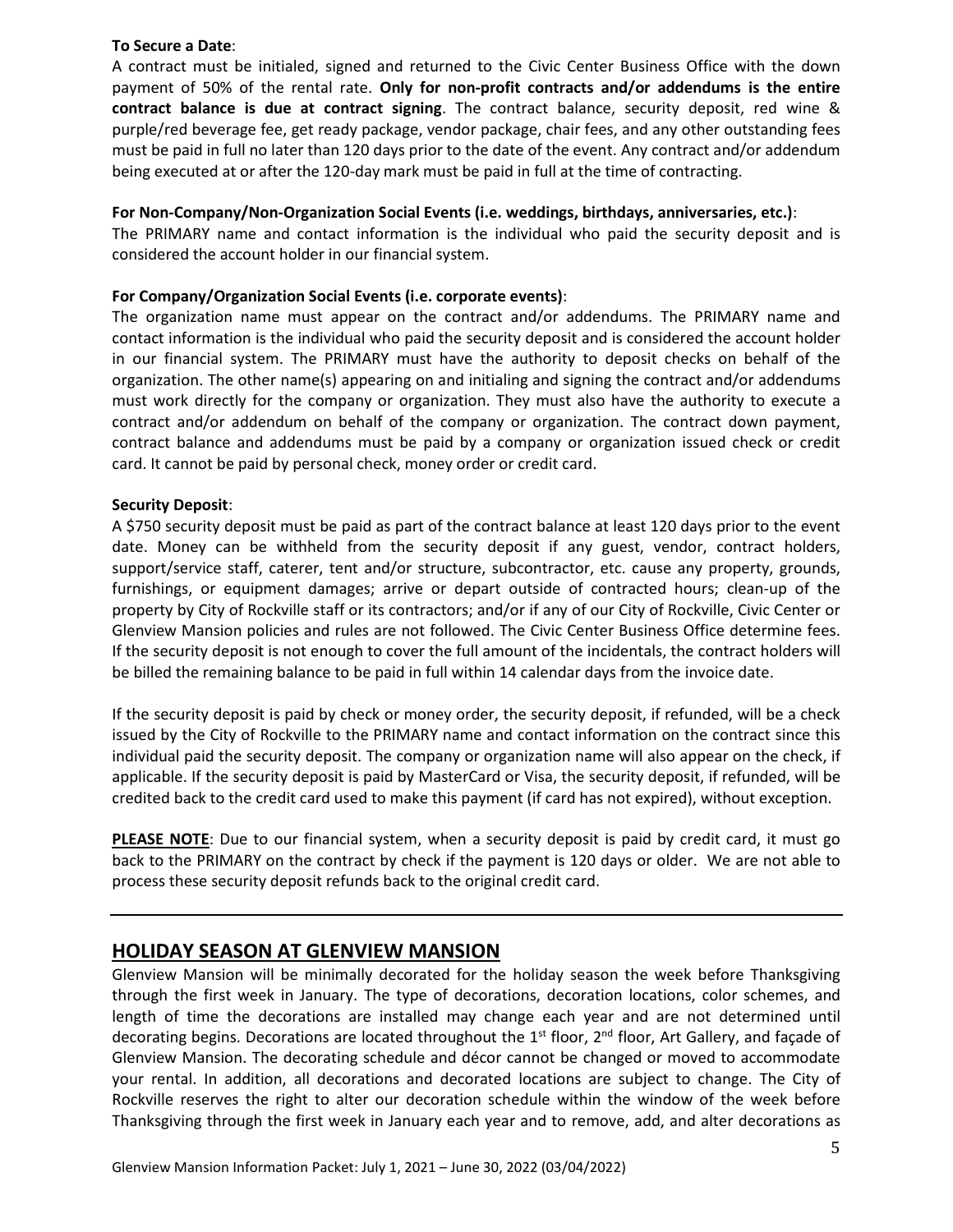**To Secure a Date**:

A contract must be initialed, signed and returned to the Civic Center Business Office with the down payment of 50% of the rental rate. **Only for non-profit contracts and/or addendums is the entire contract balance is due at contract signing**. The contract balance, security deposit, red wine & purple/red beverage fee, get ready package, vendor package, chair fees, and any other outstanding fees must be paid in full no later than 120 days prior to the date of the event. Any contract and/or addendum being executed at or after the 120-day mark must be paid in full at the time of contracting.

**For Non-Company/Non-Organization Social Events (i.e. weddings, birthdays, anniversaries, etc.)**:

The PRIMARY name and contact information is the individual who paid the security deposit and is considered the account holder in our financial system.

**For Company/Organization Social Events (i.e. corporate events)**:

The organization name must appear on the contract and/or addendums. The PRIMARY name and contact information is the individual who paid the security deposit and is considered the account holder in our financial system. The PRIMARY must have the authority to deposit checks on behalf of the organization. The other name(s) appearing on and initialing and signing the contract and/or addendums must work directly for the company or organization. They must also have the authority to execute a contract and/or addendum on behalf of the company or organization. The contract down payment, contract balance and addendums must be paid by a company or organization issued check or credit card. It cannot be paid by personal check, money order or credit card.

**Security Deposit**:

A $750 security deposit must be paid as part of the contract balance at least 120 days prior to the event date. Money can be withheld from the security deposit if any guest, vendor, contract holders, support/service staff, caterer, tent and/or structure, subcontractor, etc. cause any property, grounds, furnishings, or equipment damages; arrive or depart outside of contracted hours; clean-up of the property by City of Rockville staff or its contractors; and/or if any of our City of Rockville, Civic Center or Glenview Mansion policies and rules are not followed. The Civic Center Business Office determine fees. If the security deposit is not enough to cover the full amount of the incidentals, the contract holders will be billed the remaining balance to be paid in full within 14 calendar days from the invoice date.

If the security deposit is paid by check or money order, the security deposit, if refunded, will be a check issued by the City of Rockville to the PRIMARY name and contact information on the contract since this individual paid the security deposit. The company or organization name will also appear on the check, if applicable. If the security deposit is paid by MasterCard or Visa, the security deposit, if refunded, will be credited back to the credit card used to make this payment (if card has not expired), without exception.

**PLEASE NOTE**: Due to our financial system, when a security deposit is paid by credit card, it must go back to the PRIMARY on the contract by check if the payment is 120 days or older. We are not able to process these security deposit refunds back to the original credit card.

---

## HOLIDAY SEASON AT GLENVIEW MANSION

Glenview Mansion will be minimally decorated for the holiday season the week before Thanksgiving through the first week in January. The type of decorations, decoration locations, color schemes, and length of time the decorations are installed may change each year and are not determined until decorating begins. Decorations are located throughout the 1st floor, 2nd floor, Art Gallery, and façade of Glenview Mansion. The decorating schedule and décor cannot be changed or moved to accommodate your rental. In addition, all decorations and decorated locations are subject to change. The City of Rockville reserves the right to alter our decoration schedule within the window of the week before Thanksgiving through the first week in January each year and to remove, add, and alter decorations as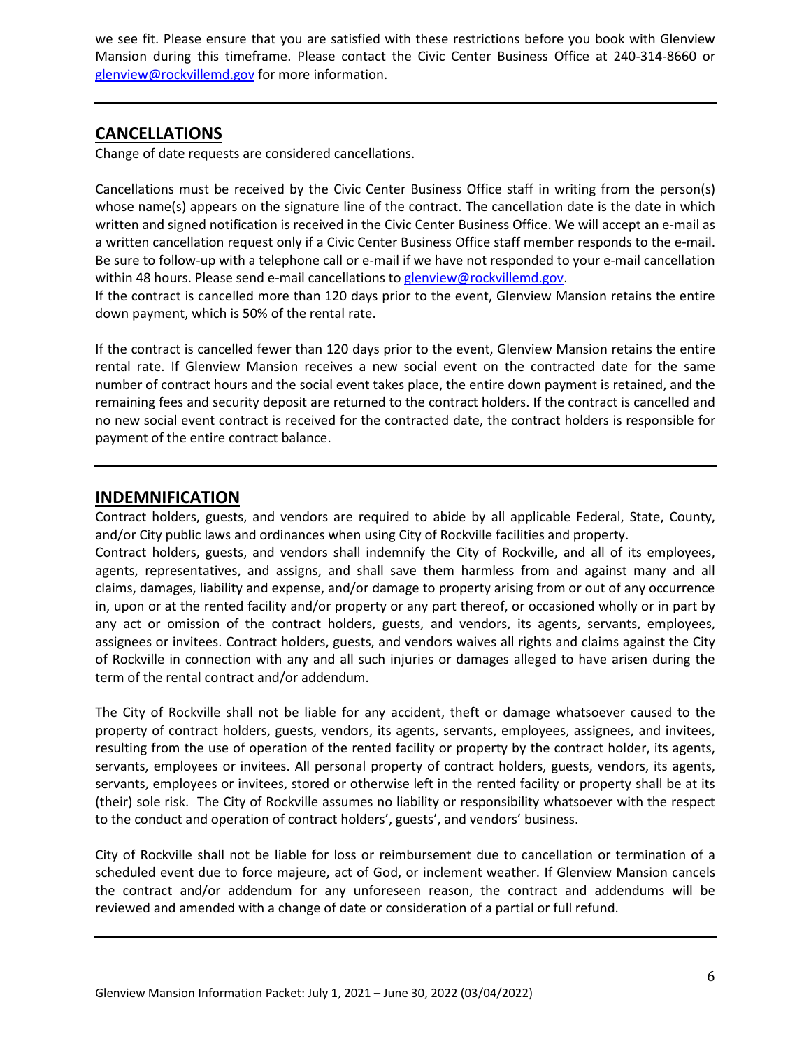we see fit. Please ensure that you are satisfied with these restrictions before you book with Glenview Mansion during this timeframe. Please contact the Civic Center Business Office at 240-314-8660 or glenview@rockvillemd.gov for more information.

---

## CANCELLATIONS

Change of date requests are considered cancellations.

Cancellations must be received by the Civic Center Business Office staff in writing from the person(s) whose name(s) appears on the signature line of the contract. The cancellation date is the date in which written and signed notification is received in the Civic Center Business Office. We will accept an e-mail as a written cancellation request only if a Civic Center Business Office staff member responds to the e-mail. Be sure to follow-up with a telephone call or e-mail if we have not responded to your e-mail cancellation within 48 hours. Please send e-mail cancellations to glenview@rockvillemd.gov.

If the contract is cancelled more than 120 days prior to the event, Glenview Mansion retains the entire down payment, which is 50% of the rental rate.

If the contract is cancelled fewer than 120 days prior to the event, Glenview Mansion retains the entire rental rate. If Glenview Mansion receives a new social event on the contracted date for the same number of contract hours and the social event takes place, the entire down payment is retained, and the remaining fees and security deposit are returned to the contract holders. If the contract is cancelled and no new social event contract is received for the contracted date, the contract holders is responsible for payment of the entire contract balance.

---

## INDEMNIFICATION

Contract holders, guests, and vendors are required to abide by all applicable Federal, State, County, and/or City public laws and ordinances when using City of Rockville facilities and property.

Contract holders, guests, and vendors shall indemnify the City of Rockville, and all of its employees, agents, representatives, and assigns, and shall save them harmless from and against many and all claims, damages, liability and expense, and/or damage to property arising from or out of any occurrence in, upon or at the rented facility and/or property or any part thereof, or occasioned wholly or in part by any act or omission of the contract holders, guests, and vendors, its agents, servants, employees, assignees or invitees. Contract holders, guests, and vendors waives all rights and claims against the City of Rockville in connection with any and all such injuries or damages alleged to have arisen during the term of the rental contract and/or addendum.

The City of Rockville shall not be liable for any accident, theft or damage whatsoever caused to the property of contract holders, guests, vendors, its agents, servants, employees, assignees, and invitees, resulting from the use of operation of the rented facility or property by the contract holder, its agents, servants, employees or invitees. All personal property of contract holders, guests, vendors, its agents, servants, employees or invitees, stored or otherwise left in the rented facility or property shall be at its (their) sole risk. The City of Rockville assumes no liability or responsibility whatsoever with the respect to the conduct and operation of contract holders', guests', and vendors' business.

City of Rockville shall not be liable for loss or reimbursement due to cancellation or termination of a scheduled event due to force majeure, act of God, or inclement weather. If Glenview Mansion cancels the contract and/or addendum for any unforeseen reason, the contract and addendums will be reviewed and amended with a change of date or consideration of a partial or full refund.

---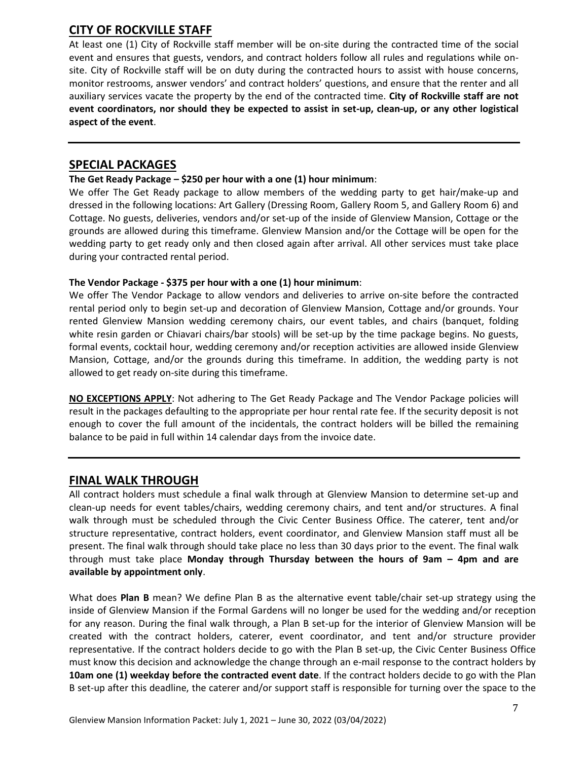## CITY OF ROCKVILLE STAFF

At least one (1) City of Rockville staff member will be on-site during the contracted time of the social event and ensures that guests, vendors, and contract holders follow all rules and regulations while on-site. City of Rockville staff will be on duty during the contracted hours to assist with house concerns, monitor restrooms, answer vendors' and contract holders' questions, and ensure that the renter and all auxiliary services vacate the property by the end of the contracted time. **City of Rockville staff are not event coordinators, nor should they be expected to assist in set-up, clean-up, or any other logistical aspect of the event**.

## SPECIAL PACKAGES

**The Get Ready Package – $250 per hour with a one (1) hour minimum**:

We offer The Get Ready package to allow members of the wedding party to get hair/make-up and dressed in the following locations: Art Gallery (Dressing Room, Gallery Room 5, and Gallery Room 6) and Cottage. No guests, deliveries, vendors and/or set-up of the inside of Glenview Mansion, Cottage or the grounds are allowed during this timeframe. Glenview Mansion and/or the Cottage will be open for the wedding party to get ready only and then closed again after arrival. All other services must take place during your contracted rental period.

**The Vendor Package - $375 per hour with a one (1) hour minimum**:

We offer The Vendor Package to allow vendors and deliveries to arrive on-site before the contracted rental period only to begin set-up and decoration of Glenview Mansion, Cottage and/or grounds. Your rented Glenview Mansion wedding ceremony chairs, our event tables, and chairs (banquet, folding white resin garden or Chiavari chairs/bar stools) will be set-up by the time package begins. No guests, formal events, cocktail hour, wedding ceremony and/or reception activities are allowed inside Glenview Mansion, Cottage, and/or the grounds during this timeframe. In addition, the wedding party is not allowed to get ready on-site during this timeframe.

**NO EXCEPTIONS APPLY**: Not adhering to The Get Ready Package and The Vendor Package policies will result in the packages defaulting to the appropriate per hour rental rate fee. If the security deposit is not enough to cover the full amount of the incidentals, the contract holders will be billed the remaining balance to be paid in full within 14 calendar days from the invoice date.

## FINAL WALK THROUGH

All contract holders must schedule a final walk through at Glenview Mansion to determine set-up and clean-up needs for event tables/chairs, wedding ceremony chairs, and tent and/or structures. A final walk through must be scheduled through the Civic Center Business Office. The caterer, tent and/or structure representative, contract holders, event coordinator, and Glenview Mansion staff must all be present. The final walk through should take place no less than 30 days prior to the event. The final walk through must take place **Monday through Thursday between the hours of 9am – 4pm and are available by appointment only**.

What does **Plan B** mean? We define Plan B as the alternative event table/chair set-up strategy using the inside of Glenview Mansion if the Formal Gardens will no longer be used for the wedding and/or reception for any reason. During the final walk through, a Plan B set-up for the interior of Glenview Mansion will be created with the contract holders, caterer, event coordinator, and tent and/or structure provider representative. If the contract holders decide to go with the Plan B set-up, the Civic Center Business Office must know this decision and acknowledge the change through an e-mail response to the contract holders by **10am one (1) weekday before the contracted event date**. If the contract holders decide to go with the Plan B set-up after this deadline, the caterer and/or support staff is responsible for turning over the space to the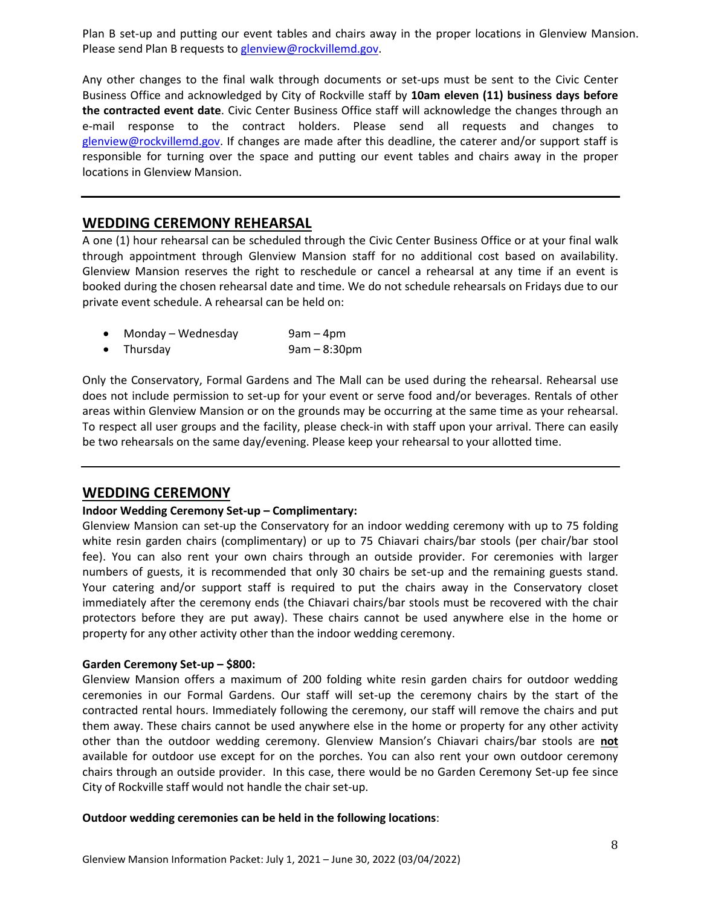Plan B set-up and putting our event tables and chairs away in the proper locations in Glenview Mansion. Please send Plan B requests to glenview@rockvillemd.gov.

Any other changes to the final walk through documents or set-ups must be sent to the Civic Center Business Office and acknowledged by City of Rockville staff by **10am eleven (11) business days before the contracted event date**. Civic Center Business Office staff will acknowledge the changes through an e-mail response to the contract holders. Please send all requests and changes to glenview@rockvillemd.gov. If changes are made after this deadline, the caterer and/or support staff is responsible for turning over the space and putting our event tables and chairs away in the proper locations in Glenview Mansion.

---

## WEDDING CEREMONY REHEARSAL

A one (1) hour rehearsal can be scheduled through the Civic Center Business Office or at your final walk through appointment through Glenview Mansion staff for no additional cost based on availability. Glenview Mansion reserves the right to reschedule or cancel a rehearsal at any time if an event is booked during the chosen rehearsal date and time. We do not schedule rehearsals on Fridays due to our private event schedule. A rehearsal can be held on:

- Monday – Wednesday 9am – 4pm
- Thursday 9am – 8:30pm

Only the Conservatory, Formal Gardens and The Mall can be used during the rehearsal. Rehearsal use does not include permission to set-up for your event or serve food and/or beverages. Rentals of other areas within Glenview Mansion or on the grounds may be occurring at the same time as your rehearsal. To respect all user groups and the facility, please check-in with staff upon your arrival. There can easily be two rehearsals on the same day/evening. Please keep your rehearsal to your allotted time.

---

## WEDDING CEREMONY

**Indoor Wedding Ceremony Set-up – Complimentary:**

Glenview Mansion can set-up the Conservatory for an indoor wedding ceremony with up to 75 folding white resin garden chairs (complimentary) or up to 75 Chiavari chairs/bar stools (per chair/bar stool fee). You can also rent your own chairs through an outside provider. For ceremonies with larger numbers of guests, it is recommended that only 30 chairs be set-up and the remaining guests stand. Your catering and/or support staff is required to put the chairs away in the Conservatory closet immediately after the ceremony ends (the Chiavari chairs/bar stools must be recovered with the chair protectors before they are put away). These chairs cannot be used anywhere else in the home or property for any other activity other than the indoor wedding ceremony.

**Garden Ceremony Set-up – $800:**

Glenview Mansion offers a maximum of 200 folding white resin garden chairs for outdoor wedding ceremonies in our Formal Gardens. Our staff will set-up the ceremony chairs by the start of the contracted rental hours. Immediately following the ceremony, our staff will remove the chairs and put them away. These chairs cannot be used anywhere else in the home or property for any other activity other than the outdoor wedding ceremony. Glenview Mansion's Chiavari chairs/bar stools are **not** available for outdoor use except for on the porches. You can also rent your own outdoor ceremony chairs through an outside provider. In this case, there would be no Garden Ceremony Set-up fee since City of Rockville staff would not handle the chair set-up.

**Outdoor wedding ceremonies can be held in the following locations**: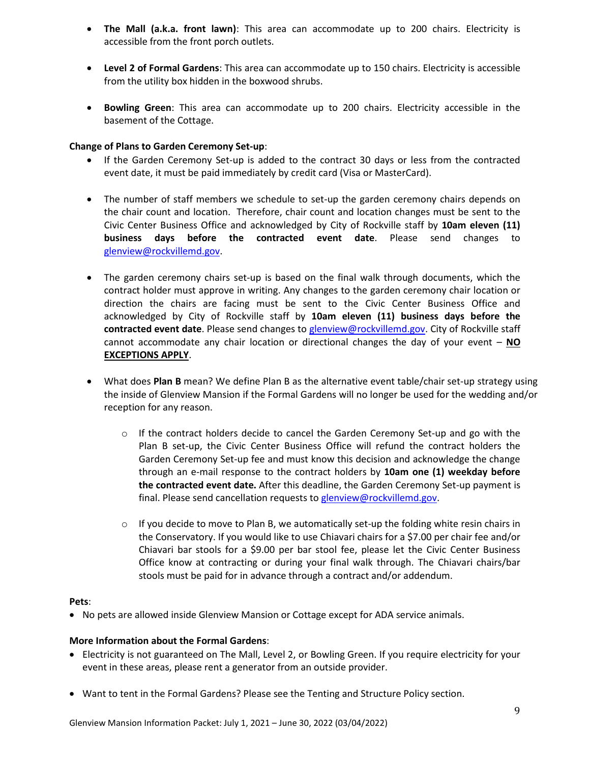- **The Mall (a.k.a. front lawn)**: This area can accommodate up to 200 chairs. Electricity is accessible from the front porch outlets.

- **Level 2 of Formal Gardens**: This area can accommodate up to 150 chairs. Electricity is accessible from the utility box hidden in the boxwood shrubs.

- **Bowling Green**: This area can accommodate up to 200 chairs. Electricity accessible in the basement of the Cottage.

**Change of Plans to Garden Ceremony Set-up**:

- If the Garden Ceremony Set-up is added to the contract 30 days or less from the contracted event date, it must be paid immediately by credit card (Visa or MasterCard).

- The number of staff members we schedule to set-up the garden ceremony chairs depends on the chair count and location. Therefore, chair count and location changes must be sent to the Civic Center Business Office and acknowledged by City of Rockville staff by **10am eleven (11) business days before the contracted event date**. Please send changes to glenview@rockvillemd.gov.

- The garden ceremony chairs set-up is based on the final walk through documents, which the contract holder must approve in writing. Any changes to the garden ceremony chair location or direction the chairs are facing must be sent to the Civic Center Business Office and acknowledged by City of Rockville staff by **10am eleven (11) business days before the contracted event date**. Please send changes to glenview@rockvillemd.gov. City of Rockville staff cannot accommodate any chair location or directional changes the day of your event – **NO EXCEPTIONS APPLY**.

- What does **Plan B** mean? We define Plan B as the alternative event table/chair set-up strategy using the inside of Glenview Mansion if the Formal Gardens will no longer be used for the wedding and/or reception for any reason.
  - If the contract holders decide to cancel the Garden Ceremony Set-up and go with the Plan B set-up, the Civic Center Business Office will refund the contract holders the Garden Ceremony Set-up fee and must know this decision and acknowledge the change through an e-mail response to the contract holders by **10am one (1) weekday before the contracted event date.** After this deadline, the Garden Ceremony Set-up payment is final. Please send cancellation requests to glenview@rockvillemd.gov.
  - If you decide to move to Plan B, we automatically set-up the folding white resin chairs in the Conservatory. If you would like to use Chiavari chairs for a $7.00 per chair fee and/or Chiavari bar stools for a $9.00 per bar stool fee, please let the Civic Center Business Office know at contracting or during your final walk through. The Chiavari chairs/bar stools must be paid for in advance through a contract and/or addendum.

**Pets**:

- No pets are allowed inside Glenview Mansion or Cottage except for ADA service animals.

**More Information about the Formal Gardens**:

- Electricity is not guaranteed on The Mall, Level 2, or Bowling Green. If you require electricity for your event in these areas, please rent a generator from an outside provider.

- Want to tent in the Formal Gardens? Please see the Tenting and Structure Policy section.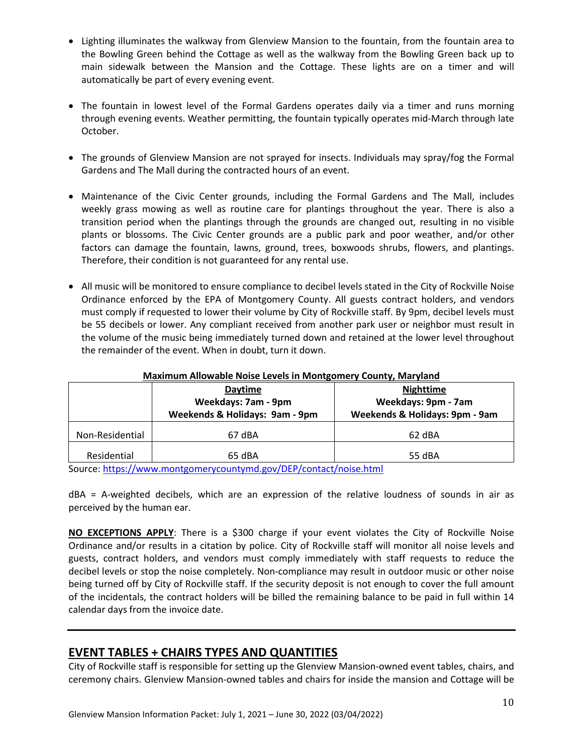- Lighting illuminates the walkway from Glenview Mansion to the fountain, from the fountain area to the Bowling Green behind the Cottage as well as the walkway from the Bowling Green back up to main sidewalk between the Mansion and the Cottage. These lights are on a timer and will automatically be part of every evening event.

- The fountain in lowest level of the Formal Gardens operates daily via a timer and runs morning through evening events. Weather permitting, the fountain typically operates mid-March through late October.

- The grounds of Glenview Mansion are not sprayed for insects. Individuals may spray/fog the Formal Gardens and The Mall during the contracted hours of an event.

- Maintenance of the Civic Center grounds, including the Formal Gardens and The Mall, includes weekly grass mowing as well as routine care for plantings throughout the year. There is also a transition period when the plantings through the grounds are changed out, resulting in no visible plants or blossoms. The Civic Center grounds are a public park and poor weather, and/or other factors can damage the fountain, lawns, ground, trees, boxwoods shrubs, flowers, and plantings. Therefore, their condition is not guaranteed for any rental use.

- All music will be monitored to ensure compliance to decibel levels stated in the City of Rockville Noise Ordinance enforced by the EPA of Montgomery County. All guests contract holders, and vendors must comply if requested to lower their volume by City of Rockville staff. By 9pm, decibel levels must be 55 decibels or lower. Any compliant received from another park user or neighbor must result in the volume of the music being immediately turned down and retained at the lower level throughout the remainder of the event. When in doubt, turn it down.

**Maximum Allowable Noise Levels in Montgomery County, Maryland**

| | **Daytime**<br>**Weekdays: 7am - 9pm**<br>**Weekends & Holidays: 9am - 9pm** | **Nighttime**<br>**Weekdays: 9pm - 7am**<br>**Weekends & Holidays: 9pm - 9am** |
|---|---|---|
| Non-Residential | 67 dBA | 62 dBA |
| Residential | 65 dBA | 55 dBA |

Source: https://www.montgomerycountymd.gov/DEP/contact/noise.html

dBA = A-weighted decibels, which are an expression of the relative loudness of sounds in air as perceived by the human ear.

**NO EXCEPTIONS APPLY**: There is a $300 charge if your event violates the City of Rockville Noise Ordinance and/or results in a citation by police. City of Rockville staff will monitor all noise levels and guests, contract holders, and vendors must comply immediately with staff requests to reduce the decibel levels or stop the noise completely. Non-compliance may result in outdoor music or other noise being turned off by City of Rockville staff. If the security deposit is not enough to cover the full amount of the incidentals, the contract holders will be billed the remaining balance to be paid in full within 14 calendar days from the invoice date.

## EVENT TABLES + CHAIRS TYPES AND QUANTITIES

City of Rockville staff is responsible for setting up the Glenview Mansion-owned event tables, chairs, and ceremony chairs. Glenview Mansion-owned tables and chairs for inside the mansion and Cottage will be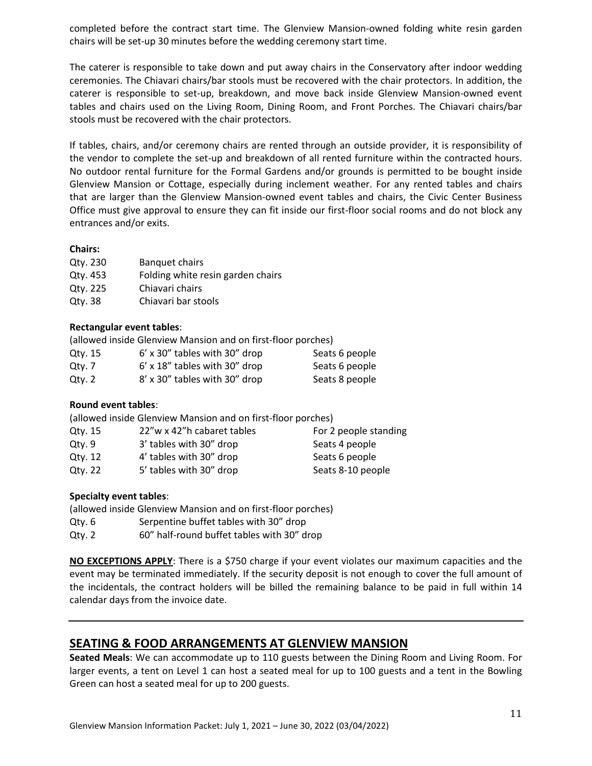completed before the contract start time. The Glenview Mansion-owned folding white resin garden chairs will be set-up 30 minutes before the wedding ceremony start time.

The caterer is responsible to take down and put away chairs in the Conservatory after indoor wedding ceremonies. The Chiavari chairs/bar stools must be recovered with the chair protectors. In addition, the caterer is responsible to set-up, breakdown, and move back inside Glenview Mansion-owned event tables and chairs used on the Living Room, Dining Room, and Front Porches. The Chiavari chairs/bar stools must be recovered with the chair protectors.

If tables, chairs, and/or ceremony chairs are rented through an outside provider, it is responsibility of the vendor to complete the set-up and breakdown of all rented furniture within the contracted hours. No outdoor rental furniture for the Formal Gardens and/or grounds is permitted to be bought inside Glenview Mansion or Cottage, especially during inclement weather. For any rented tables and chairs that are larger than the Glenview Mansion-owned event tables and chairs, the Civic Center Business Office must give approval to ensure they can fit inside our first-floor social rooms and do not block any entrances and/or exits.

**Chairs:**

| | |
|---|---|
| Qty. 230 | Banquet chairs |
| Qty. 453 | Folding white resin garden chairs |
| Qty. 225 | Chiavari chairs |
| Qty. 38 | Chiavari bar stools |

**Rectangular event tables**:

(allowed inside Glenview Mansion and on first-floor porches)

| | | |
|---|---|---|
| Qty. 15 | 6' x 30" tables with 30" drop | Seats 6 people |
| Qty. 7 | 6' x 18" tables with 30" drop | Seats 6 people |
| Qty. 2 | 8' x 30" tables with 30" drop | Seats 8 people |

**Round event tables**:

(allowed inside Glenview Mansion and on first-floor porches)

| | | |
|---|---|---|
| Qty. 15 | 22"w x 42"h cabaret tables | For 2 people standing |
| Qty. 9 | 3' tables with 30" drop | Seats 4 people |
| Qty. 12 | 4' tables with 30" drop | Seats 6 people |
| Qty. 22 | 5' tables with 30" drop | Seats 8-10 people |

**Specialty event tables**:

(allowed inside Glenview Mansion and on first-floor porches)

| | |
|---|---|
| Qty. 6 | Serpentine buffet tables with 30" drop |
| Qty. 2 | 60" half-round buffet tables with 30" drop |

**NO EXCEPTIONS APPLY**: There is a $750 charge if your event violates our maximum capacities and the event may be terminated immediately. If the security deposit is not enough to cover the full amount of the incidentals, the contract holders will be billed the remaining balance to be paid in full within 14 calendar days from the invoice date.

---

## SEATING & FOOD ARRANGEMENTS AT GLENVIEW MANSION

**Seated Meals**: We can accommodate up to 110 guests between the Dining Room and Living Room. For larger events, a tent on Level 1 can host a seated meal for up to 100 guests and a tent in the Bowling Green can host a seated meal for up to 200 guests.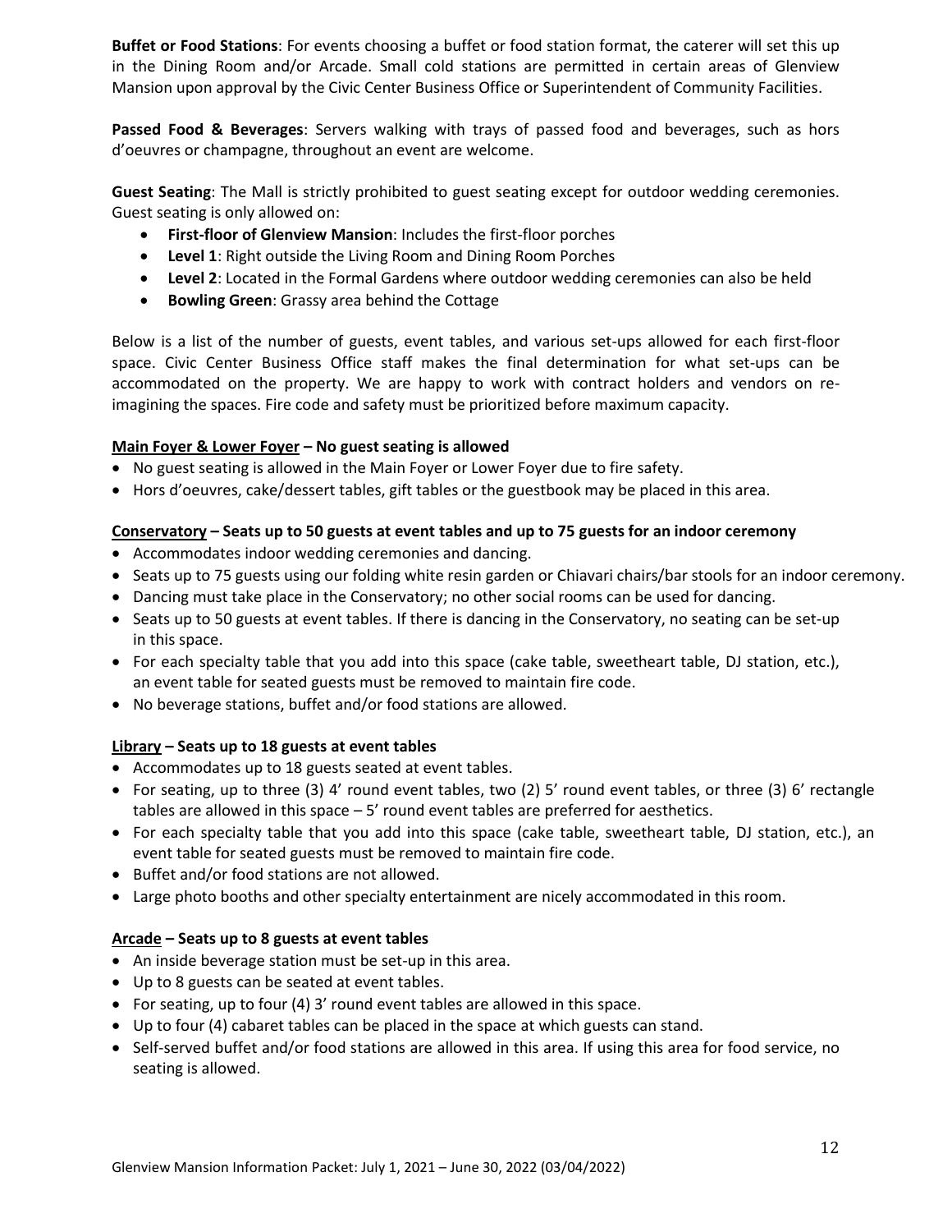**Buffet or Food Stations**: For events choosing a buffet or food station format, the caterer will set this up in the Dining Room and/or Arcade. Small cold stations are permitted in certain areas of Glenview Mansion upon approval by the Civic Center Business Office or Superintendent of Community Facilities.

**Passed Food & Beverages**: Servers walking with trays of passed food and beverages, such as hors d'oeuvres or champagne, throughout an event are welcome.

**Guest Seating**: The Mall is strictly prohibited to guest seating except for outdoor wedding ceremonies. Guest seating is only allowed on:

- **First-floor of Glenview Mansion**: Includes the first-floor porches
- **Level 1**: Right outside the Living Room and Dining Room Porches
- **Level 2**: Located in the Formal Gardens where outdoor wedding ceremonies can also be held
- **Bowling Green**: Grassy area behind the Cottage

Below is a list of the number of guests, event tables, and various set-ups allowed for each first-floor space. Civic Center Business Office staff makes the final determination for what set-ups can be accommodated on the property. We are happy to work with contract holders and vendors on re-imagining the spaces. Fire code and safety must be prioritized before maximum capacity.

**<u>Main Foyer & Lower Foyer</u> – No guest seating is allowed**

- No guest seating is allowed in the Main Foyer or Lower Foyer due to fire safety.
- Hors d'oeuvres, cake/dessert tables, gift tables or the guestbook may be placed in this area.

**<u>Conservatory</u> – Seats up to 50 guests at event tables and up to 75 guests for an indoor ceremony**

- Accommodates indoor wedding ceremonies and dancing.
- Seats up to 75 guests using our folding white resin garden or Chiavari chairs/bar stools for an indoor ceremony.
- Dancing must take place in the Conservatory; no other social rooms can be used for dancing.
- Seats up to 50 guests at event tables. If there is dancing in the Conservatory, no seating can be set-up in this space.
- For each specialty table that you add into this space (cake table, sweetheart table, DJ station, etc.), an event table for seated guests must be removed to maintain fire code.
- No beverage stations, buffet and/or food stations are allowed.

**<u>Library</u> – Seats up to 18 guests at event tables**

- Accommodates up to 18 guests seated at event tables.
- For seating, up to three (3) 4' round event tables, two (2) 5' round event tables, or three (3) 6' rectangle tables are allowed in this space – 5' round event tables are preferred for aesthetics.
- For each specialty table that you add into this space (cake table, sweetheart table, DJ station, etc.), an event table for seated guests must be removed to maintain fire code.
- Buffet and/or food stations are not allowed.
- Large photo booths and other specialty entertainment are nicely accommodated in this room.

**<u>Arcade</u> – Seats up to 8 guests at event tables**

- An inside beverage station must be set-up in this area.
- Up to 8 guests can be seated at event tables.
- For seating, up to four (4) 3' round event tables are allowed in this space.
- Up to four (4) cabaret tables can be placed in the space at which guests can stand.
- Self-served buffet and/or food stations are allowed in this area. If using this area for food service, no seating is allowed.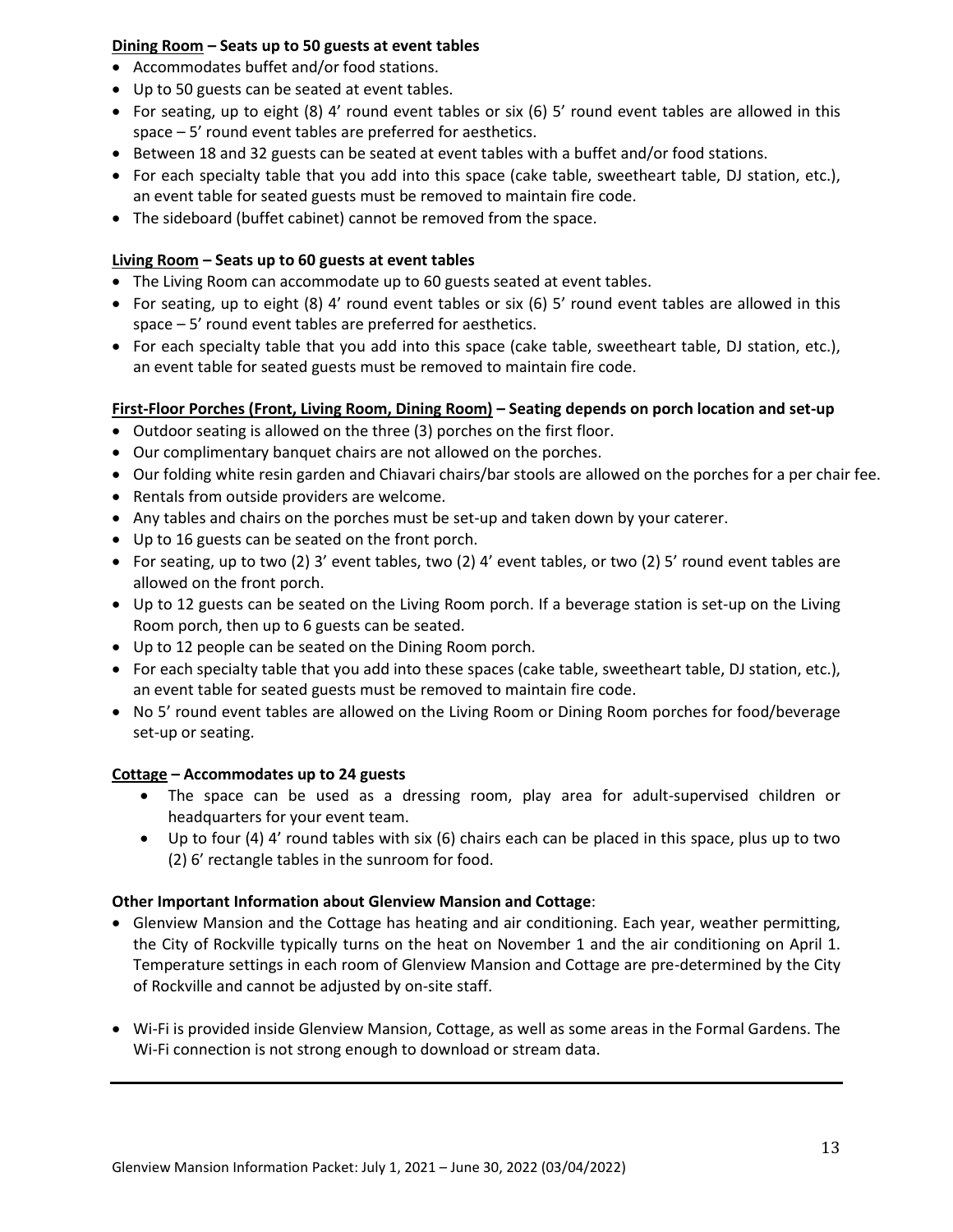**Dining Room – Seats up to 50 guests at event tables**

- Accommodates buffet and/or food stations.
- Up to 50 guests can be seated at event tables.
- For seating, up to eight (8) 4' round event tables or six (6) 5' round event tables are allowed in this space – 5' round event tables are preferred for aesthetics.
- Between 18 and 32 guests can be seated at event tables with a buffet and/or food stations.
- For each specialty table that you add into this space (cake table, sweetheart table, DJ station, etc.), an event table for seated guests must be removed to maintain fire code.
- The sideboard (buffet cabinet) cannot be removed from the space.

**Living Room – Seats up to 60 guests at event tables**

- The Living Room can accommodate up to 60 guests seated at event tables.
- For seating, up to eight (8) 4' round event tables or six (6) 5' round event tables are allowed in this space – 5' round event tables are preferred for aesthetics.
- For each specialty table that you add into this space (cake table, sweetheart table, DJ station, etc.), an event table for seated guests must be removed to maintain fire code.

**First-Floor Porches (Front, Living Room, Dining Room) – Seating depends on porch location and set-up**

- Outdoor seating is allowed on the three (3) porches on the first floor.
- Our complimentary banquet chairs are not allowed on the porches.
- Our folding white resin garden and Chiavari chairs/bar stools are allowed on the porches for a per chair fee.
- Rentals from outside providers are welcome.
- Any tables and chairs on the porches must be set-up and taken down by your caterer.
- Up to 16 guests can be seated on the front porch.
- For seating, up to two (2) 3' event tables, two (2) 4' event tables, or two (2) 5' round event tables are allowed on the front porch.
- Up to 12 guests can be seated on the Living Room porch. If a beverage station is set-up on the Living Room porch, then up to 6 guests can be seated.
- Up to 12 people can be seated on the Dining Room porch.
- For each specialty table that you add into these spaces (cake table, sweetheart table, DJ station, etc.), an event table for seated guests must be removed to maintain fire code.
- No 5' round event tables are allowed on the Living Room or Dining Room porches for food/beverage set-up or seating.

**Cottage – Accommodates up to 24 guests**

- The space can be used as a dressing room, play area for adult-supervised children or headquarters for your event team.
- Up to four (4) 4' round tables with six (6) chairs each can be placed in this space, plus up to two (2) 6' rectangle tables in the sunroom for food.

**Other Important Information about Glenview Mansion and Cottage**:

- Glenview Mansion and the Cottage has heating and air conditioning. Each year, weather permitting, the City of Rockville typically turns on the heat on November 1 and the air conditioning on April 1. Temperature settings in each room of Glenview Mansion and Cottage are pre-determined by the City of Rockville and cannot be adjusted by on-site staff.

- Wi-Fi is provided inside Glenview Mansion, Cottage, as well as some areas in the Formal Gardens. The Wi-Fi connection is not strong enough to download or stream data.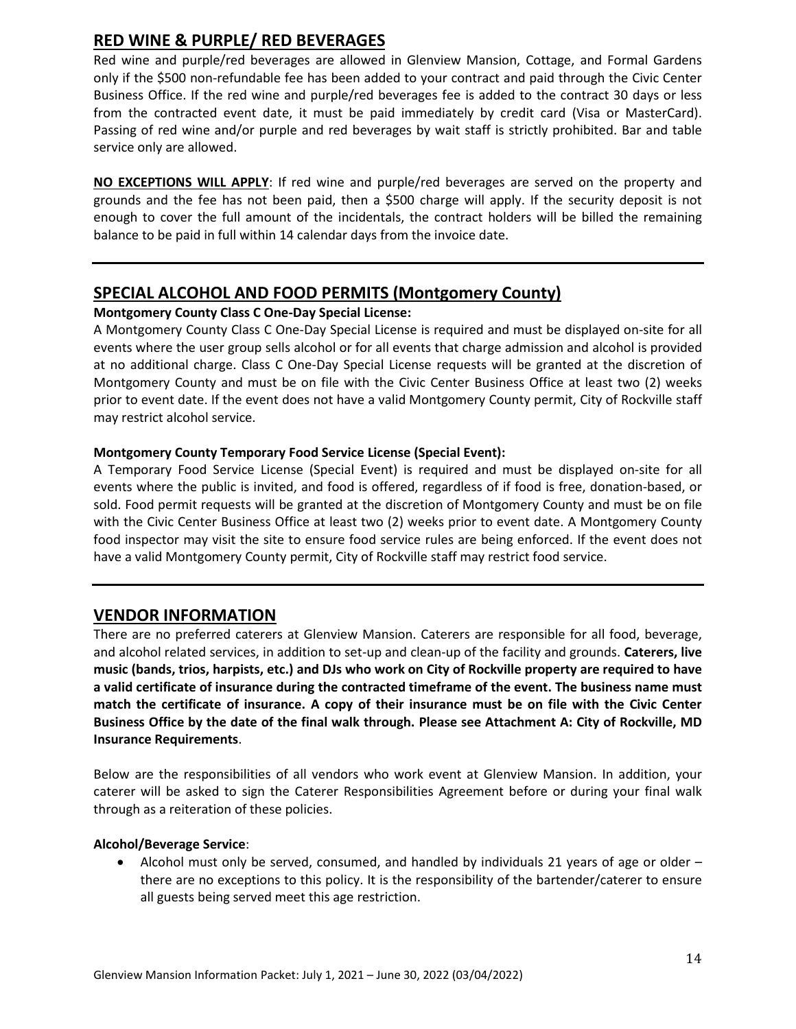## RED WINE & PURPLE/ RED BEVERAGES

Red wine and purple/red beverages are allowed in Glenview Mansion, Cottage, and Formal Gardens only if the $500 non-refundable fee has been added to your contract and paid through the Civic Center Business Office. If the red wine and purple/red beverages fee is added to the contract 30 days or less from the contracted event date, it must be paid immediately by credit card (Visa or MasterCard). Passing of red wine and/or purple and red beverages by wait staff is strictly prohibited. Bar and table service only are allowed.

**NO EXCEPTIONS WILL APPLY**: If red wine and purple/red beverages are served on the property and grounds and the fee has not been paid, then a $500 charge will apply. If the security deposit is not enough to cover the full amount of the incidentals, the contract holders will be billed the remaining balance to be paid in full within 14 calendar days from the invoice date.

---

## SPECIAL ALCOHOL AND FOOD PERMITS (Montgomery County)

**Montgomery County Class C One-Day Special License:**

A Montgomery County Class C One-Day Special License is required and must be displayed on-site for all events where the user group sells alcohol or for all events that charge admission and alcohol is provided at no additional charge. Class C One-Day Special License requests will be granted at the discretion of Montgomery County and must be on file with the Civic Center Business Office at least two (2) weeks prior to event date. If the event does not have a valid Montgomery County permit, City of Rockville staff may restrict alcohol service.

**Montgomery County Temporary Food Service License (Special Event):**

A Temporary Food Service License (Special Event) is required and must be displayed on-site for all events where the public is invited, and food is offered, regardless of if food is free, donation-based, or sold. Food permit requests will be granted at the discretion of Montgomery County and must be on file with the Civic Center Business Office at least two (2) weeks prior to event date. A Montgomery County food inspector may visit the site to ensure food service rules are being enforced. If the event does not have a valid Montgomery County permit, City of Rockville staff may restrict food service.

---

## VENDOR INFORMATION

There are no preferred caterers at Glenview Mansion. Caterers are responsible for all food, beverage, and alcohol related services, in addition to set-up and clean-up of the facility and grounds. **Caterers, live music (bands, trios, harpists, etc.) and DJs who work on City of Rockville property are required to have a valid certificate of insurance during the contracted timeframe of the event. The business name must match the certificate of insurance. A copy of their insurance must be on file with the Civic Center Business Office by the date of the final walk through. Please see Attachment A: City of Rockville, MD Insurance Requirements**.

Below are the responsibilities of all vendors who work event at Glenview Mansion. In addition, your caterer will be asked to sign the Caterer Responsibilities Agreement before or during your final walk through as a reiteration of these policies.

**Alcohol/Beverage Service**:

- Alcohol must only be served, consumed, and handled by individuals 21 years of age or older – there are no exceptions to this policy. It is the responsibility of the bartender/caterer to ensure all guests being served meet this age restriction.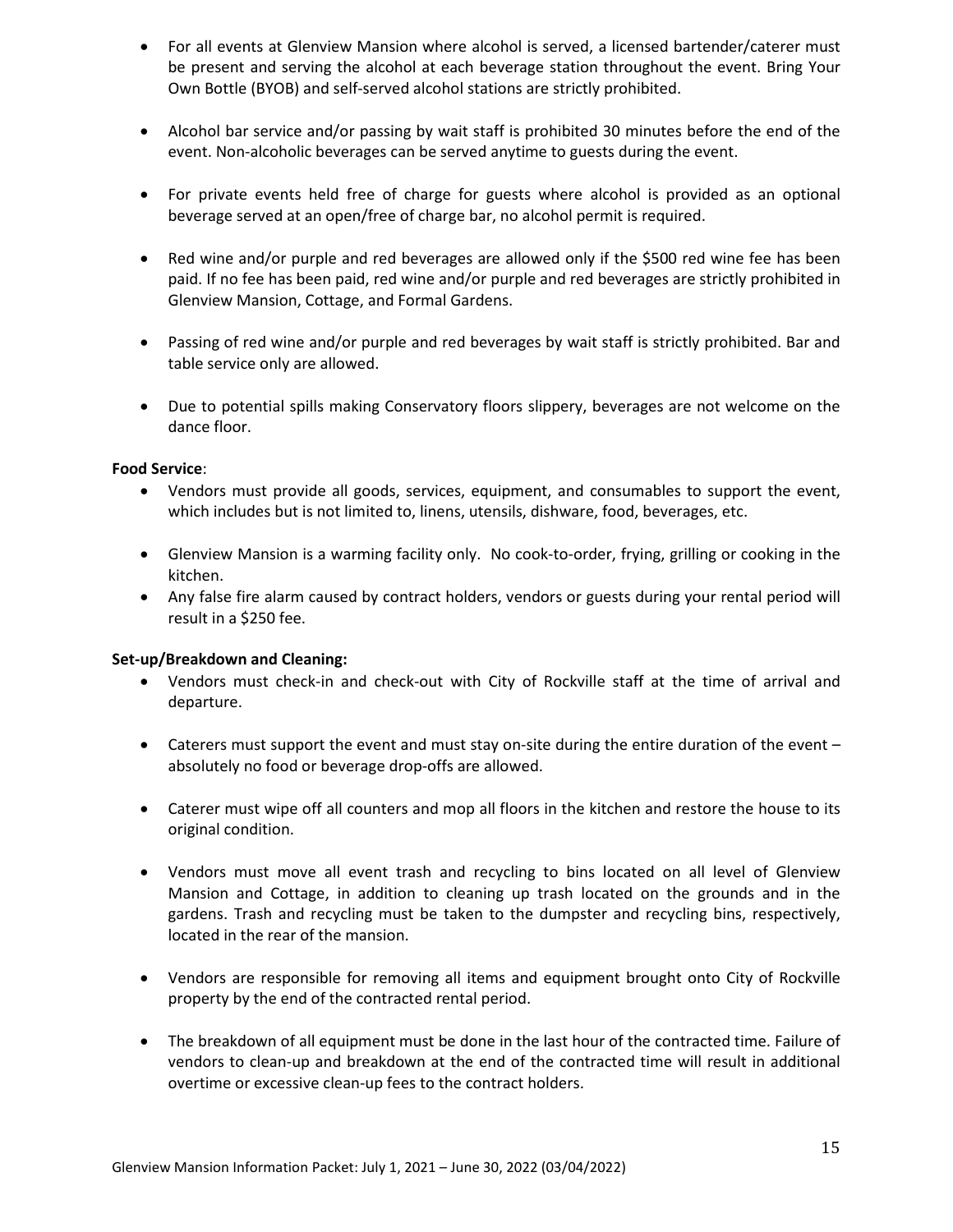- For all events at Glenview Mansion where alcohol is served, a licensed bartender/caterer must be present and serving the alcohol at each beverage station throughout the event. Bring Your Own Bottle (BYOB) and self-served alcohol stations are strictly prohibited.

- Alcohol bar service and/or passing by wait staff is prohibited 30 minutes before the end of the event. Non-alcoholic beverages can be served anytime to guests during the event.

- For private events held free of charge for guests where alcohol is provided as an optional beverage served at an open/free of charge bar, no alcohol permit is required.

- Red wine and/or purple and red beverages are allowed only if the $500 red wine fee has been paid. If no fee has been paid, red wine and/or purple and red beverages are strictly prohibited in Glenview Mansion, Cottage, and Formal Gardens.

- Passing of red wine and/or purple and red beverages by wait staff is strictly prohibited. Bar and table service only are allowed.

- Due to potential spills making Conservatory floors slippery, beverages are not welcome on the dance floor.

**Food Service**:

- Vendors must provide all goods, services, equipment, and consumables to support the event, which includes but is not limited to, linens, utensils, dishware, food, beverages, etc.

- Glenview Mansion is a warming facility only. No cook-to-order, frying, grilling or cooking in the kitchen.
- Any false fire alarm caused by contract holders, vendors or guests during your rental period will result in a $250 fee.

**Set-up/Breakdown and Cleaning:**

- Vendors must check-in and check-out with City of Rockville staff at the time of arrival and departure.

- Caterers must support the event and must stay on-site during the entire duration of the event – absolutely no food or beverage drop-offs are allowed.

- Caterer must wipe off all counters and mop all floors in the kitchen and restore the house to its original condition.

- Vendors must move all event trash and recycling to bins located on all level of Glenview Mansion and Cottage, in addition to cleaning up trash located on the grounds and in the gardens. Trash and recycling must be taken to the dumpster and recycling bins, respectively, located in the rear of the mansion.

- Vendors are responsible for removing all items and equipment brought onto City of Rockville property by the end of the contracted rental period.

- The breakdown of all equipment must be done in the last hour of the contracted time. Failure of vendors to clean-up and breakdown at the end of the contracted time will result in additional overtime or excessive clean-up fees to the contract holders.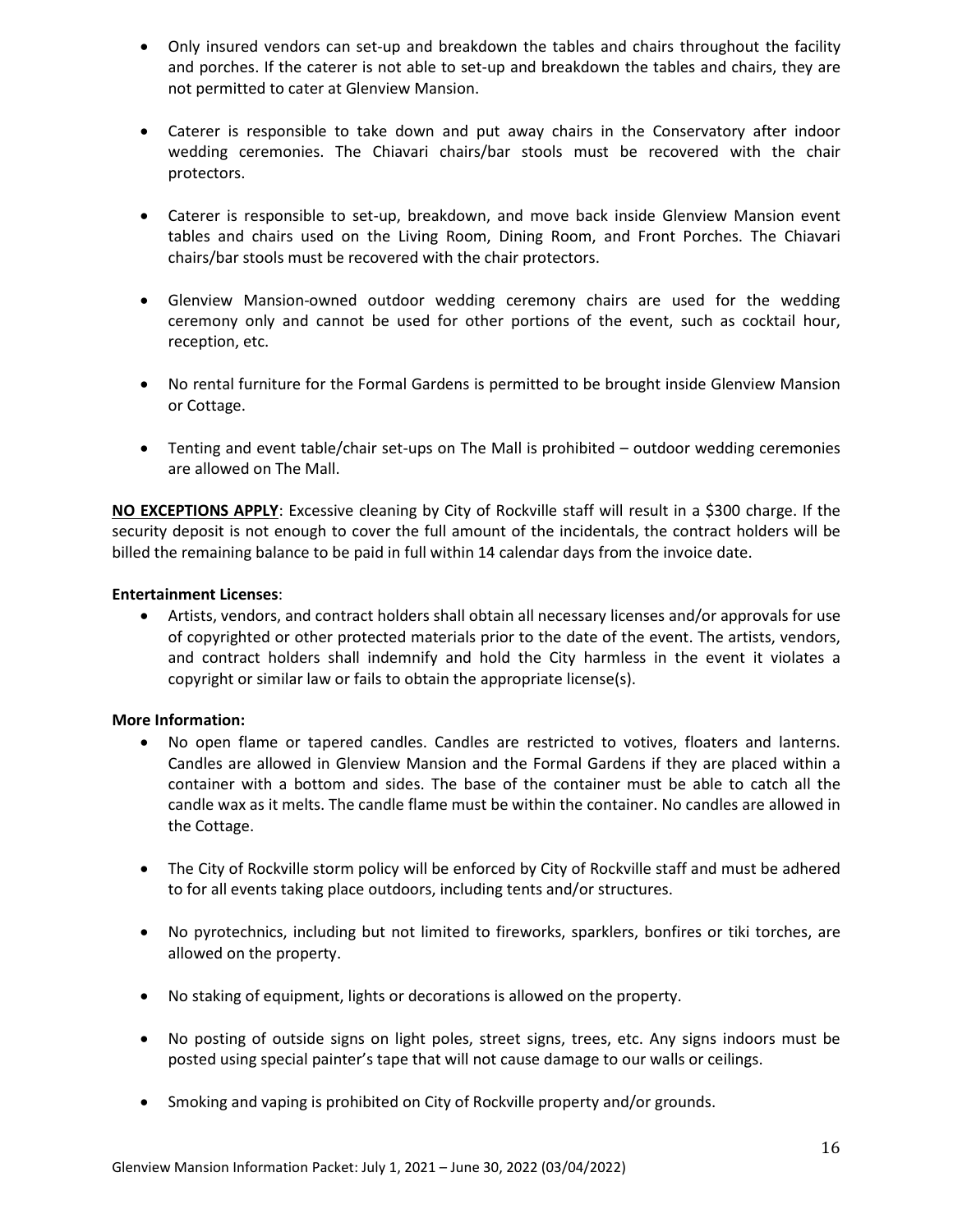- Only insured vendors can set-up and breakdown the tables and chairs throughout the facility and porches. If the caterer is not able to set-up and breakdown the tables and chairs, they are not permitted to cater at Glenview Mansion.

- Caterer is responsible to take down and put away chairs in the Conservatory after indoor wedding ceremonies. The Chiavari chairs/bar stools must be recovered with the chair protectors.

- Caterer is responsible to set-up, breakdown, and move back inside Glenview Mansion event tables and chairs used on the Living Room, Dining Room, and Front Porches. The Chiavari chairs/bar stools must be recovered with the chair protectors.

- Glenview Mansion-owned outdoor wedding ceremony chairs are used for the wedding ceremony only and cannot be used for other portions of the event, such as cocktail hour, reception, etc.

- No rental furniture for the Formal Gardens is permitted to be brought inside Glenview Mansion or Cottage.

- Tenting and event table/chair set-ups on The Mall is prohibited – outdoor wedding ceremonies are allowed on The Mall.

**NO EXCEPTIONS APPLY**: Excessive cleaning by City of Rockville staff will result in a $300 charge. If the security deposit is not enough to cover the full amount of the incidentals, the contract holders will be billed the remaining balance to be paid in full within 14 calendar days from the invoice date.

**Entertainment Licenses**:

- Artists, vendors, and contract holders shall obtain all necessary licenses and/or approvals for use of copyrighted or other protected materials prior to the date of the event. The artists, vendors, and contract holders shall indemnify and hold the City harmless in the event it violates a copyright or similar law or fails to obtain the appropriate license(s).

**More Information:**

- No open flame or tapered candles. Candles are restricted to votives, floaters and lanterns. Candles are allowed in Glenview Mansion and the Formal Gardens if they are placed within a container with a bottom and sides. The base of the container must be able to catch all the candle wax as it melts. The candle flame must be within the container. No candles are allowed in the Cottage.

- The City of Rockville storm policy will be enforced by City of Rockville staff and must be adhered to for all events taking place outdoors, including tents and/or structures.

- No pyrotechnics, including but not limited to fireworks, sparklers, bonfires or tiki torches, are allowed on the property.

- No staking of equipment, lights or decorations is allowed on the property.

- No posting of outside signs on light poles, street signs, trees, etc. Any signs indoors must be posted using special painter's tape that will not cause damage to our walls or ceilings.

- Smoking and vaping is prohibited on City of Rockville property and/or grounds.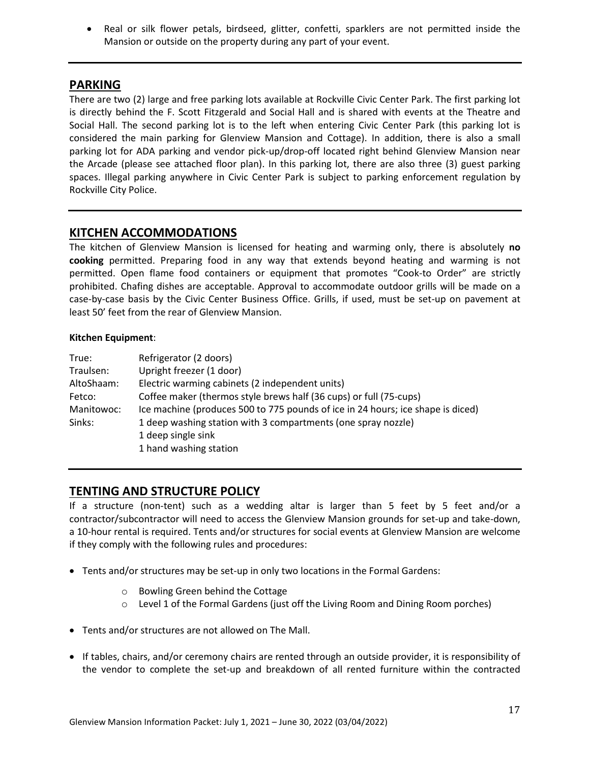- Real or silk flower petals, birdseed, glitter, confetti, sparklers are not permitted inside the Mansion or outside on the property during any part of your event.

---

## PARKING

There are two (2) large and free parking lots available at Rockville Civic Center Park. The first parking lot is directly behind the F. Scott Fitzgerald and Social Hall and is shared with events at the Theatre and Social Hall. The second parking lot is to the left when entering Civic Center Park (this parking lot is considered the main parking for Glenview Mansion and Cottage). In addition, there is also a small parking lot for ADA parking and vendor pick-up/drop-off located right behind Glenview Mansion near the Arcade (please see attached floor plan). In this parking lot, there are also three (3) guest parking spaces. Illegal parking anywhere in Civic Center Park is subject to parking enforcement regulation by Rockville City Police.

---

## KITCHEN ACCOMMODATIONS

The kitchen of Glenview Mansion is licensed for heating and warming only, there is absolutely **no cooking** permitted. Preparing food in any way that extends beyond heating and warming is not permitted. Open flame food containers or equipment that promotes "Cook-to Order" are strictly prohibited. Chafing dishes are acceptable. Approval to accommodate outdoor grills will be made on a case-by-case basis by the Civic Center Business Office. Grills, if used, must be set-up on pavement at least 50' feet from the rear of Glenview Mansion.

**Kitchen Equipment**:

| | |
|---|---|
| True: | Refrigerator (2 doors) |
| Traulsen: | Upright freezer (1 door) |
| AltoShaam: | Electric warming cabinets (2 independent units) |
| Fetco: | Coffee maker (thermos style brews half (36 cups) or full (75-cups) |
| Manitowoc: | Ice machine (produces 500 to 775 pounds of ice in 24 hours; ice shape is diced) |
| Sinks: | 1 deep washing station with 3 compartments (one spray nozzle) |
| | 1 deep single sink |
| | 1 hand washing station |

---

## TENTING AND STRUCTURE POLICY

If a structure (non-tent) such as a wedding altar is larger than 5 feet by 5 feet and/or a contractor/subcontractor will need to access the Glenview Mansion grounds for set-up and take-down, a 10-hour rental is required. Tents and/or structures for social events at Glenview Mansion are welcome if they comply with the following rules and procedures:

- Tents and/or structures may be set-up in only two locations in the Formal Gardens:
  - Bowling Green behind the Cottage
  - Level 1 of the Formal Gardens (just off the Living Room and Dining Room porches)
- Tents and/or structures are not allowed on The Mall.
- If tables, chairs, and/or ceremony chairs are rented through an outside provider, it is responsibility of the vendor to complete the set-up and breakdown of all rented furniture within the contracted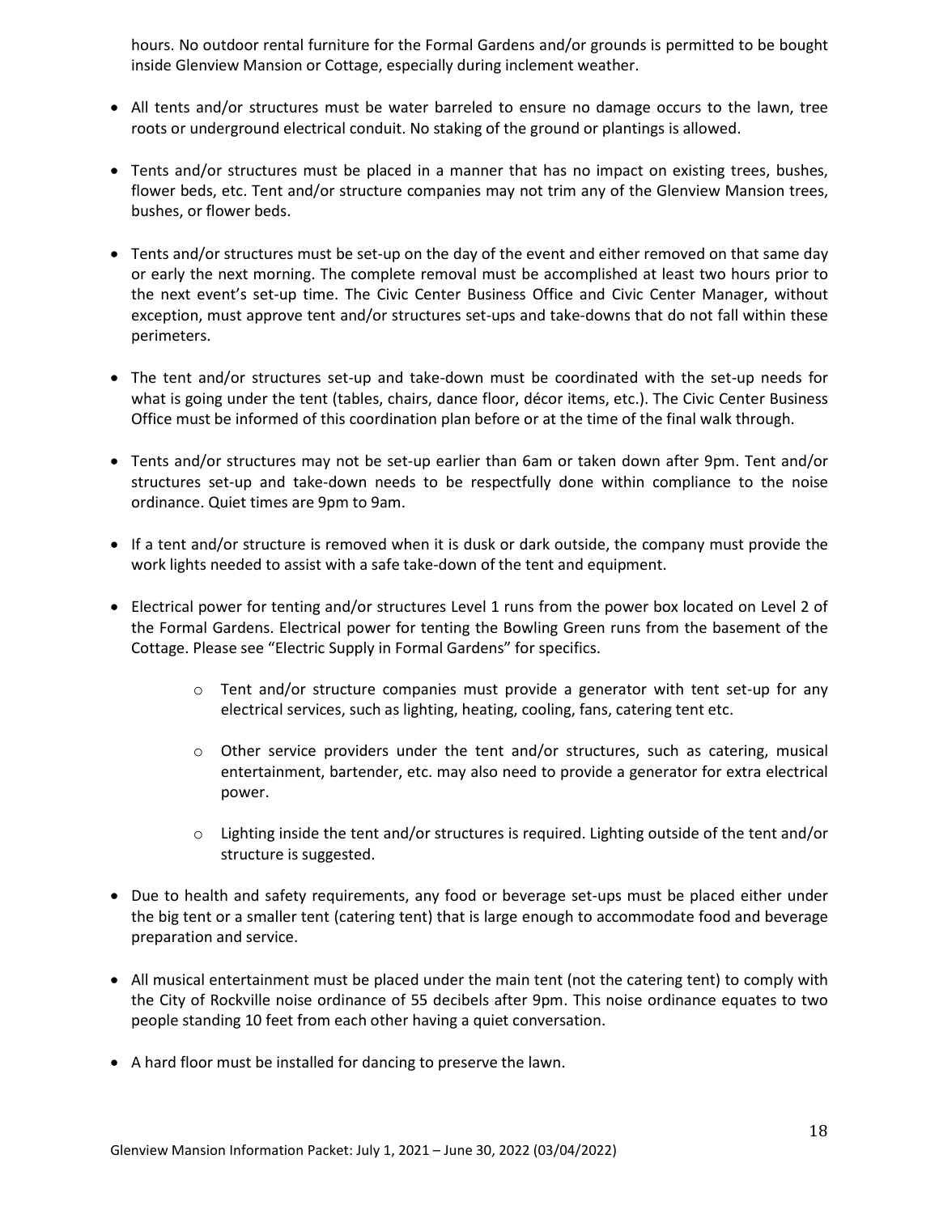hours. No outdoor rental furniture for the Formal Gardens and/or grounds is permitted to be bought inside Glenview Mansion or Cottage, especially during inclement weather.

- All tents and/or structures must be water barreled to ensure no damage occurs to the lawn, tree roots or underground electrical conduit. No staking of the ground or plantings is allowed.
- Tents and/or structures must be placed in a manner that has no impact on existing trees, bushes, flower beds, etc. Tent and/or structure companies may not trim any of the Glenview Mansion trees, bushes, or flower beds.
- Tents and/or structures must be set-up on the day of the event and either removed on that same day or early the next morning. The complete removal must be accomplished at least two hours prior to the next event's set-up time. The Civic Center Business Office and Civic Center Manager, without exception, must approve tent and/or structures set-ups and take-downs that do not fall within these perimeters.
- The tent and/or structures set-up and take-down must be coordinated with the set-up needs for what is going under the tent (tables, chairs, dance floor, décor items, etc.). The Civic Center Business Office must be informed of this coordination plan before or at the time of the final walk through.
- Tents and/or structures may not be set-up earlier than 6am or taken down after 9pm. Tent and/or structures set-up and take-down needs to be respectfully done within compliance to the noise ordinance. Quiet times are 9pm to 9am.
- If a tent and/or structure is removed when it is dusk or dark outside, the company must provide the work lights needed to assist with a safe take-down of the tent and equipment.
- Electrical power for tenting and/or structures Level 1 runs from the power box located on Level 2 of the Formal Gardens. Electrical power for tenting the Bowling Green runs from the basement of the Cottage. Please see "Electric Supply in Formal Gardens" for specifics.
  - Tent and/or structure companies must provide a generator with tent set-up for any electrical services, such as lighting, heating, cooling, fans, catering tent etc.
  - Other service providers under the tent and/or structures, such as catering, musical entertainment, bartender, etc. may also need to provide a generator for extra electrical power.
  - Lighting inside the tent and/or structures is required. Lighting outside of the tent and/or structure is suggested.
- Due to health and safety requirements, any food or beverage set-ups must be placed either under the big tent or a smaller tent (catering tent) that is large enough to accommodate food and beverage preparation and service.
- All musical entertainment must be placed under the main tent (not the catering tent) to comply with the City of Rockville noise ordinance of 55 decibels after 9pm. This noise ordinance equates to two people standing 10 feet from each other having a quiet conversation.
- A hard floor must be installed for dancing to preserve the lawn.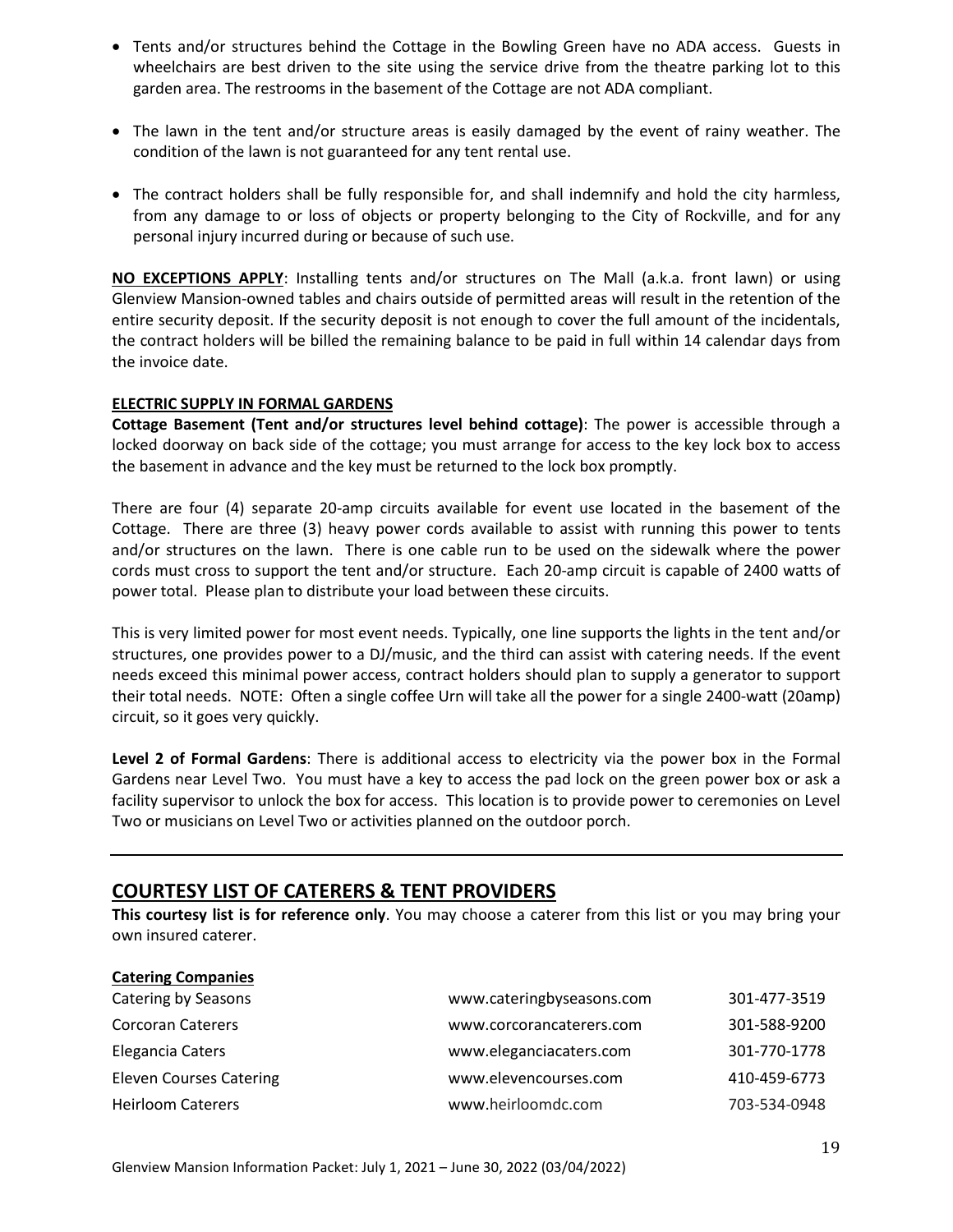- Tents and/or structures behind the Cottage in the Bowling Green have no ADA access. Guests in wheelchairs are best driven to the site using the service drive from the theatre parking lot to this garden area. The restrooms in the basement of the Cottage are not ADA compliant.

- The lawn in the tent and/or structure areas is easily damaged by the event of rainy weather. The condition of the lawn is not guaranteed for any tent rental use.

- The contract holders shall be fully responsible for, and shall indemnify and hold the city harmless, from any damage to or loss of objects or property belonging to the City of Rockville, and for any personal injury incurred during or because of such use.

**NO EXCEPTIONS APPLY**: Installing tents and/or structures on The Mall (a.k.a. front lawn) or using Glenview Mansion-owned tables and chairs outside of permitted areas will result in the retention of the entire security deposit. If the security deposit is not enough to cover the full amount of the incidentals, the contract holders will be billed the remaining balance to be paid in full within 14 calendar days from the invoice date.

**ELECTRIC SUPPLY IN FORMAL GARDENS**

**Cottage Basement (Tent and/or structures level behind cottage)**: The power is accessible through a locked doorway on back side of the cottage; you must arrange for access to the key lock box to access the basement in advance and the key must be returned to the lock box promptly.

There are four (4) separate 20-amp circuits available for event use located in the basement of the Cottage. There are three (3) heavy power cords available to assist with running this power to tents and/or structures on the lawn. There is one cable run to be used on the sidewalk where the power cords must cross to support the tent and/or structure. Each 20-amp circuit is capable of 2400 watts of power total. Please plan to distribute your load between these circuits.

This is very limited power for most event needs. Typically, one line supports the lights in the tent and/or structures, one provides power to a DJ/music, and the third can assist with catering needs. If the event needs exceed this minimal power access, contract holders should plan to supply a generator to support their total needs. NOTE: Often a single coffee Urn will take all the power for a single 2400-watt (20amp) circuit, so it goes very quickly.

**Level 2 of Formal Gardens**: There is additional access to electricity via the power box in the Formal Gardens near Level Two. You must have a key to access the pad lock on the green power box or ask a facility supervisor to unlock the box for access. This location is to provide power to ceremonies on Level Two or musicians on Level Two or activities planned on the outdoor porch.

---

## COURTESY LIST OF CATERERS & TENT PROVIDERS

**This courtesy list is for reference only**. You may choose a caterer from this list or you may bring your own insured caterer.

**Catering Companies**

| | | |
|---|---|---|
| Catering by Seasons | www.cateringbyseasons.com | 301-477-3519 |
| Corcoran Caterers | www.corcorancaterers.com | 301-588-9200 |
| Elegancia Caters | www.eleganciacaters.com | 301-770-1778 |
| Eleven Courses Catering | www.elevencourses.com | 410-459-6773 |
| Heirloom Caterers | www.heirloomdc.com | 703-534-0948 |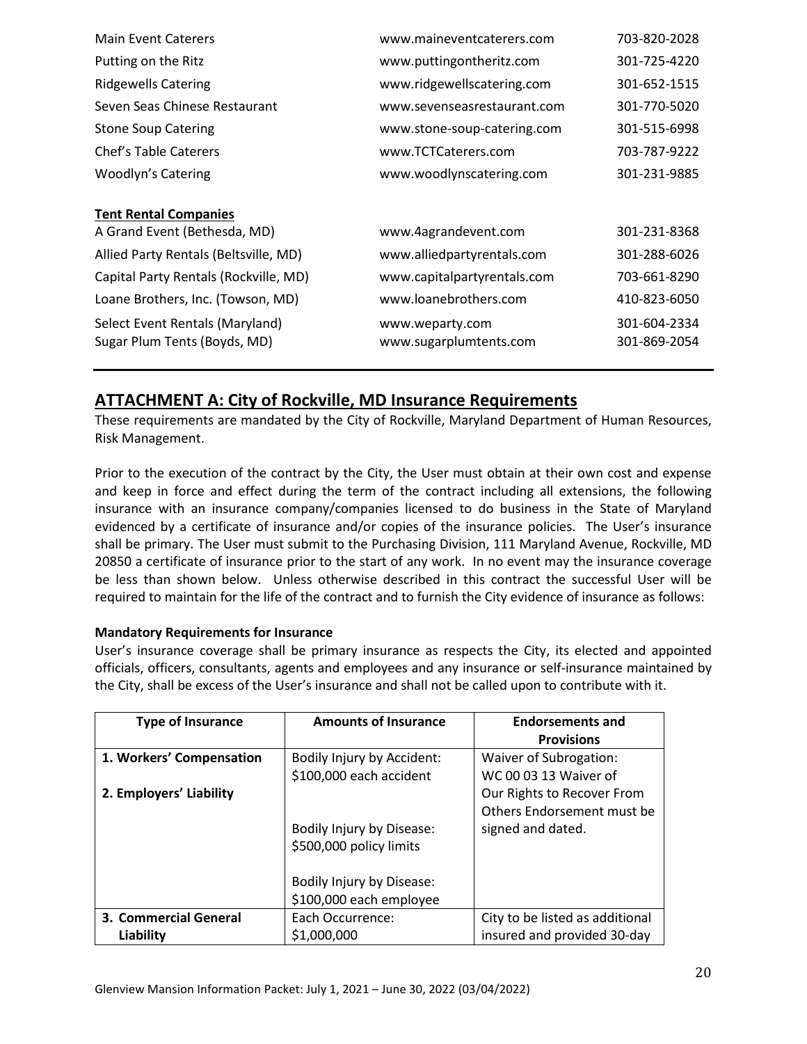| | | |
|---|---|---|
| Main Event Caterers | www.maineventcaterers.com | 703-820-2028 |
| Putting on the Ritz | www.puttingontheritz.com | 301-725-4220 |
| Ridgewells Catering | www.ridgewellscatering.com | 301-652-1515 |
| Seven Seas Chinese Restaurant | www.sevenseasrestaurant.com | 301-770-5020 |
| Stone Soup Catering | www.stone-soup-catering.com | 301-515-6998 |
| Chef's Table Caterers | www.TCTCaterers.com | 703-787-9222 |
| Woodlyn's Catering | www.woodlynscatering.com | 301-231-9885 |

**Tent Rental Companies**

| | | |
|---|---|---|
| A Grand Event (Bethesda, MD) | www.4agrandevent.com | 301-231-8368 |
| Allied Party Rentals (Beltsville, MD) | www.alliedpartyrentals.com | 301-288-6026 |
| Capital Party Rentals (Rockville, MD) | www.capitalpartyrentals.com | 703-661-8290 |
| Loane Brothers, Inc. (Towson, MD) | www.loanebrothers.com | 410-823-6050 |
| Select Event Rentals (Maryland) | www.weparty.com | 301-604-2334 |
| Sugar Plum Tents (Boyds, MD) | www.sugarplumtents.com | 301-869-2054 |

## ATTACHMENT A: City of Rockville, MD Insurance Requirements

These requirements are mandated by the City of Rockville, Maryland Department of Human Resources, Risk Management.

Prior to the execution of the contract by the City, the User must obtain at their own cost and expense and keep in force and effect during the term of the contract including all extensions, the following insurance with an insurance company/companies licensed to do business in the State of Maryland evidenced by a certificate of insurance and/or copies of the insurance policies. The User's insurance shall be primary. The User must submit to the Purchasing Division, 111 Maryland Avenue, Rockville, MD 20850 a certificate of insurance prior to the start of any work. In no event may the insurance coverage be less than shown below. Unless otherwise described in this contract the successful User will be required to maintain for the life of the contract and to furnish the City evidence of insurance as follows:

**Mandatory Requirements for Insurance**

User's insurance coverage shall be primary insurance as respects the City, its elected and appointed officials, officers, consultants, agents and employees and any insurance or self-insurance maintained by the City, shall be excess of the User's insurance and shall not be called upon to contribute with it.

| Type of Insurance | Amounts of Insurance | Endorsements and Provisions |
|---|---|---|
| **1. Workers' Compensation**<br><br>**2. Employers' Liability** | Bodily Injury by Accident: $100,000 each accident<br><br>Bodily Injury by Disease: $500,000 policy limits<br><br>Bodily Injury by Disease: $100,000 each employee | Waiver of Subrogation: WC 00 03 13 Waiver of Our Rights to Recover From Others Endorsement must be signed and dated. |
| **3. Commercial General Liability** | Each Occurrence: $1,000,000 | City to be listed as additional insured and provided 30-day |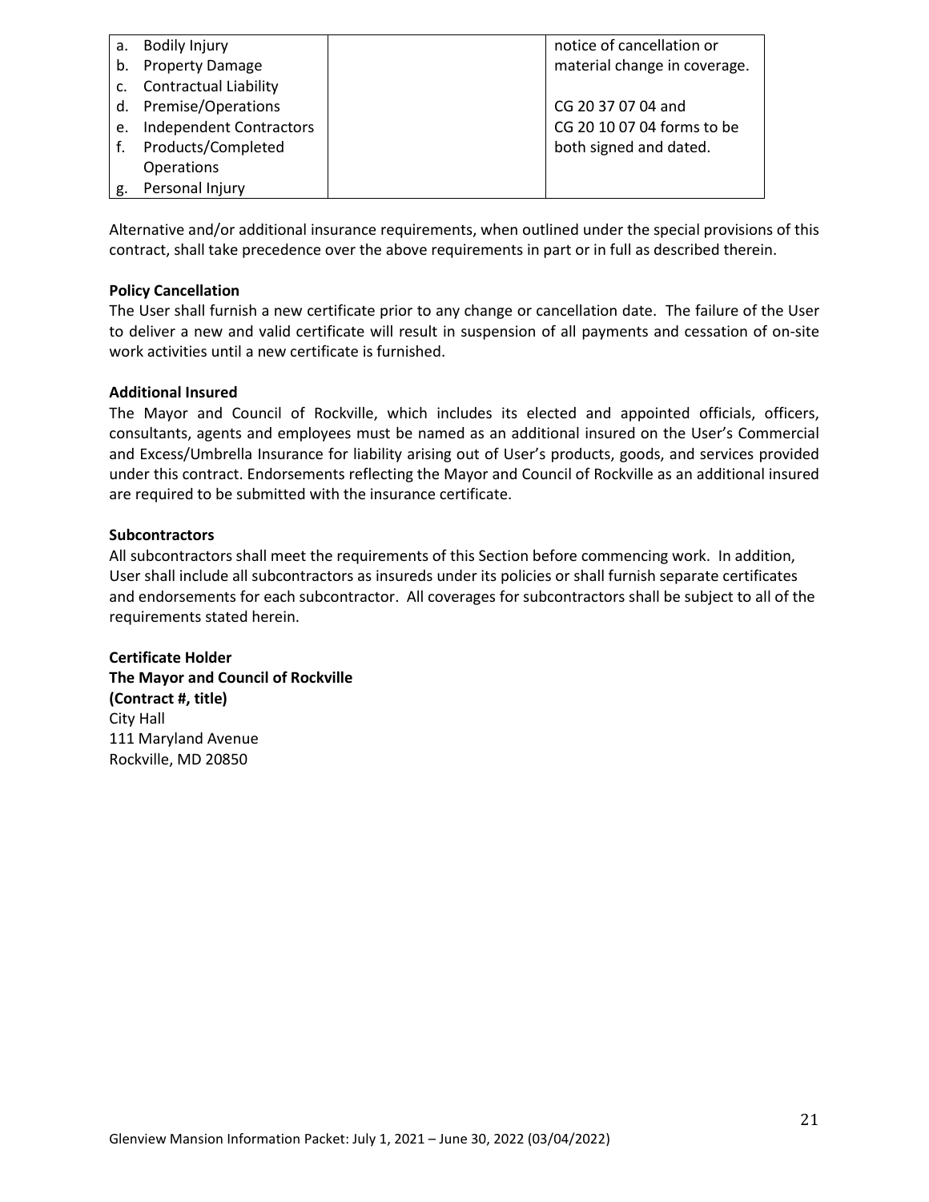| | | |
|---|---|---|
| a. Bodily Injury<br>b. Property Damage<br>c. Contractual Liability<br>d. Premise/Operations<br>e. Independent Contractors<br>f. Products/Completed Operations<br>g. Personal Injury | | notice of cancellation or material change in coverage.<br><br>CG 20 37 07 04 and CG 20 10 07 04 forms to be both signed and dated. |

Alternative and/or additional insurance requirements, when outlined under the special provisions of this contract, shall take precedence over the above requirements in part or in full as described therein.

**Policy Cancellation**
The User shall furnish a new certificate prior to any change or cancellation date. The failure of the User to deliver a new and valid certificate will result in suspension of all payments and cessation of on-site work activities until a new certificate is furnished.

**Additional Insured**
The Mayor and Council of Rockville, which includes its elected and appointed officials, officers, consultants, agents and employees must be named as an additional insured on the User's Commercial and Excess/Umbrella Insurance for liability arising out of User's products, goods, and services provided under this contract. Endorsements reflecting the Mayor and Council of Rockville as an additional insured are required to be submitted with the insurance certificate.

**Subcontractors**
All subcontractors shall meet the requirements of this Section before commencing work. In addition, User shall include all subcontractors as insureds under its policies or shall furnish separate certificates and endorsements for each subcontractor. All coverages for subcontractors shall be subject to all of the requirements stated herein.

**Certificate Holder**
**The Mayor and Council of Rockville**
**(Contract #, title)**
City Hall
111 Maryland Avenue
Rockville, MD 20850

Glenview Mansion Information Packet: July 1, 2021 – June 30, 2022 (03/04/2022)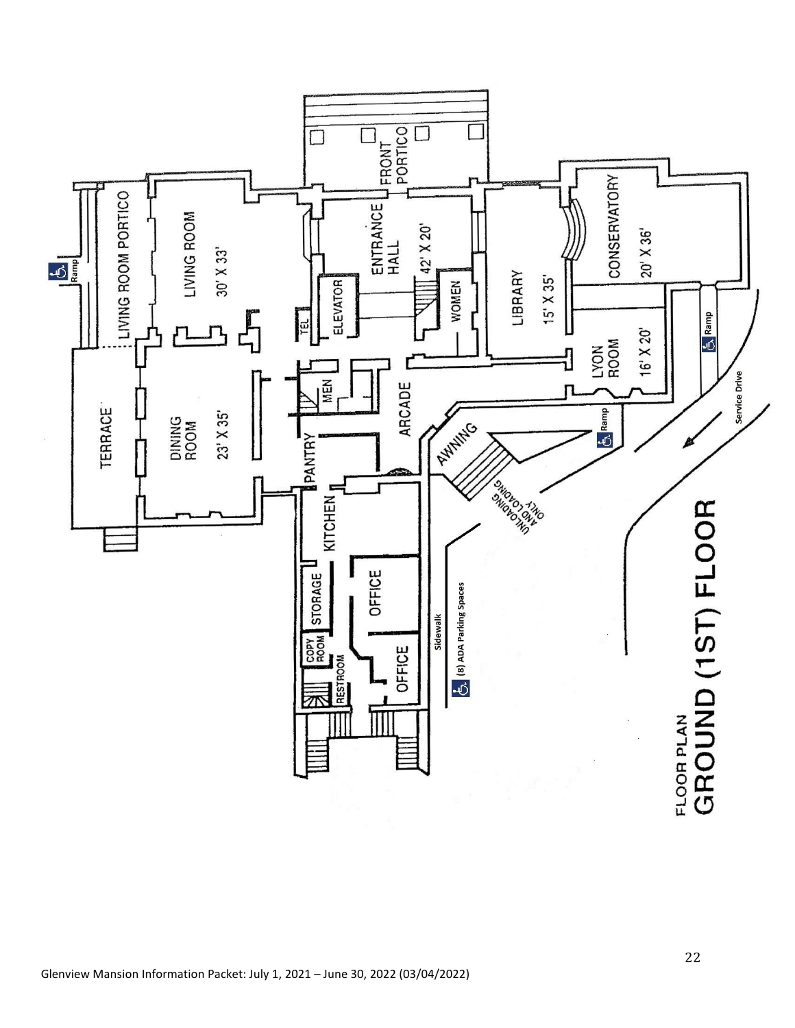# FLOOR PLAN
# GROUND (1ST) FLOOR

FRONT PORTICO

ENTRANCE HALL 42' X 20'

LIVING ROOM PORTICO

LIVING ROOM 30' X 33'

Ramp

TEL

ELEVATOR

WOMEN

LIBRARY 15' X 35'

CONSERVATORY 20' X 36'

Ramp

LYON ROOM 16' X 20'

Service Drive

MEN

ARCADE

Ramp

TERRACE

DINING ROOM 23' X 35'

PANTRY

AWNING

UNLOADING AND LOADING ONLY

KITCHEN

STORAGE

OFFICE

COPY ROOM

RESTROOM

OFFICE

Sidewalk

(8) ADA Parking Spaces

Glenview Mansion Information Packet: July 1, 2021 – June 30, 2022 (03/04/2022)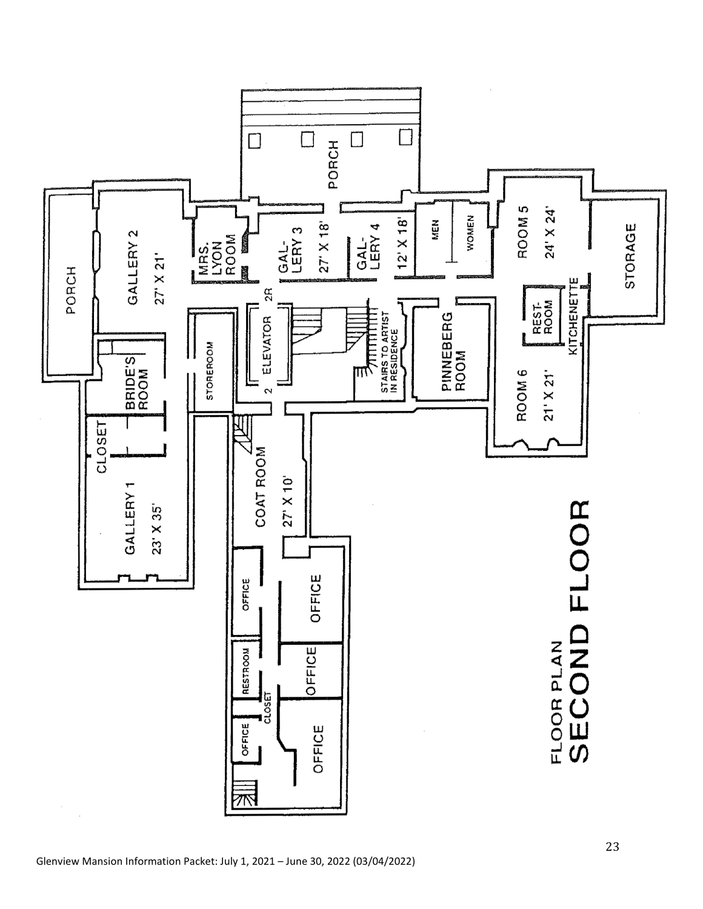FLOOR PLAN
# SECOND FLOOR

PORCH

GALLERY 2
27' X 21'

MRS. LYON ROOM

GAL-LERY 3
27' X 18'

GAL-LERY 4
12' X 18'

MEN

WOMEN

ROOM 5
24' X 24'

STORAGE

2R

ELEVATOR

2

STAIRS TO ARTIST IN RESIDENCE

PINNEBERG ROOM

REST-ROOM

KITCHENETTE

ROOM 6
21' X 21'

BRIDE'S ROOM

STOREROOM

CLOSET

GALLERY 1
23' X 35'

COAT ROOM
27' X 10'

OFFICE

OFFICE

RESTROOM

OFFICE

CLOSET

OFFICE

OFFICE

Glenview Mansion Information Packet: July 1, 2021 – June 30, 2022 (03/04/2022)